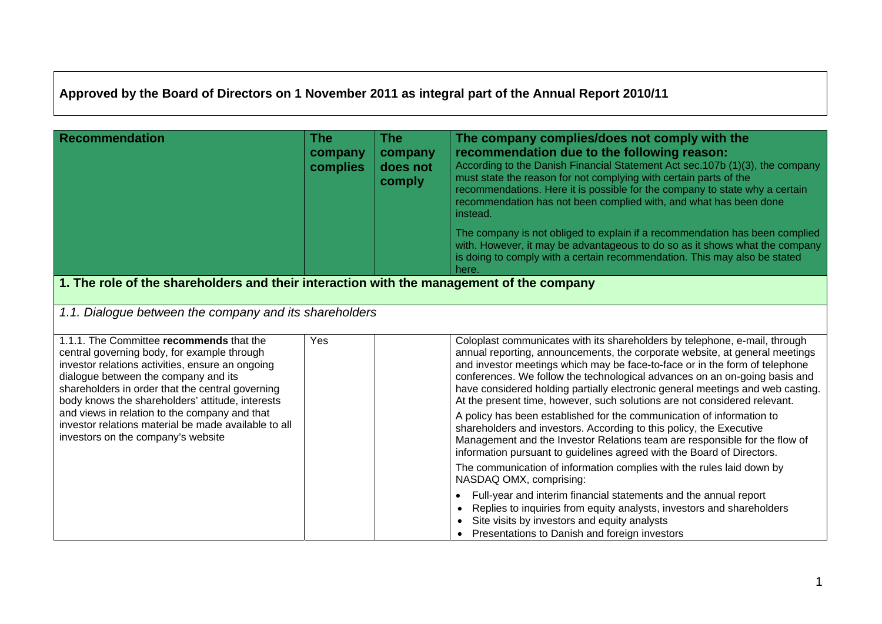**Approved by the Board of Directors on 1 November 2011 as integral part of the Annual Report 2010/11**

| Recommendation | The company complies | The company does not comply | The company complies/does not comply with the recommendation due to the following reason: According to the Danish Financial Statement Act sec.107b (1)(3), the company must state the reason for not complying with certain parts of the recommendations. Here it is possible for the company to state why a certain recommendation has not been complied with, and what has been done instead. The company is not obliged to explain if a recommendation has been complied with. However, it may be advantageous to do so as it shows what the company is doing to comply with a certain recommendation. This may also be stated here. |
|---|---|---|---|
| **1. The role of the shareholders and their interaction with the management of the company** | | | |
| *1.1. Dialogue between the company and its shareholders* | | | |
| 1.1.1. The Committee **recommends** that the central governing body, for example through investor relations activities, ensure an ongoing dialogue between the company and its shareholders in order that the central governing body knows the shareholders' attitude, interests and views in relation to the company and that investor relations material be made available to all investors on the company's website | Yes | | Coloplast communicates with its shareholders by telephone, e-mail, through annual reporting, announcements, the corporate website, at general meetings and investor meetings which may be face-to-face or in the form of telephone conferences. We follow the technological advances on an on-going basis and have considered holding partially electronic general meetings and web casting. At the present time, however, such solutions are not considered relevant. A policy has been established for the communication of information to shareholders and investors. According to this policy, the Executive Management and the Investor Relations team are responsible for the flow of information pursuant to guidelines agreed with the Board of Directors. The communication of information complies with the rules laid down by NASDAQ OMX, comprising: • Full-year and interim financial statements and the annual report • Replies to inquiries from equity analysts, investors and shareholders • Site visits by investors and equity analysts • Presentations to Danish and foreign investors |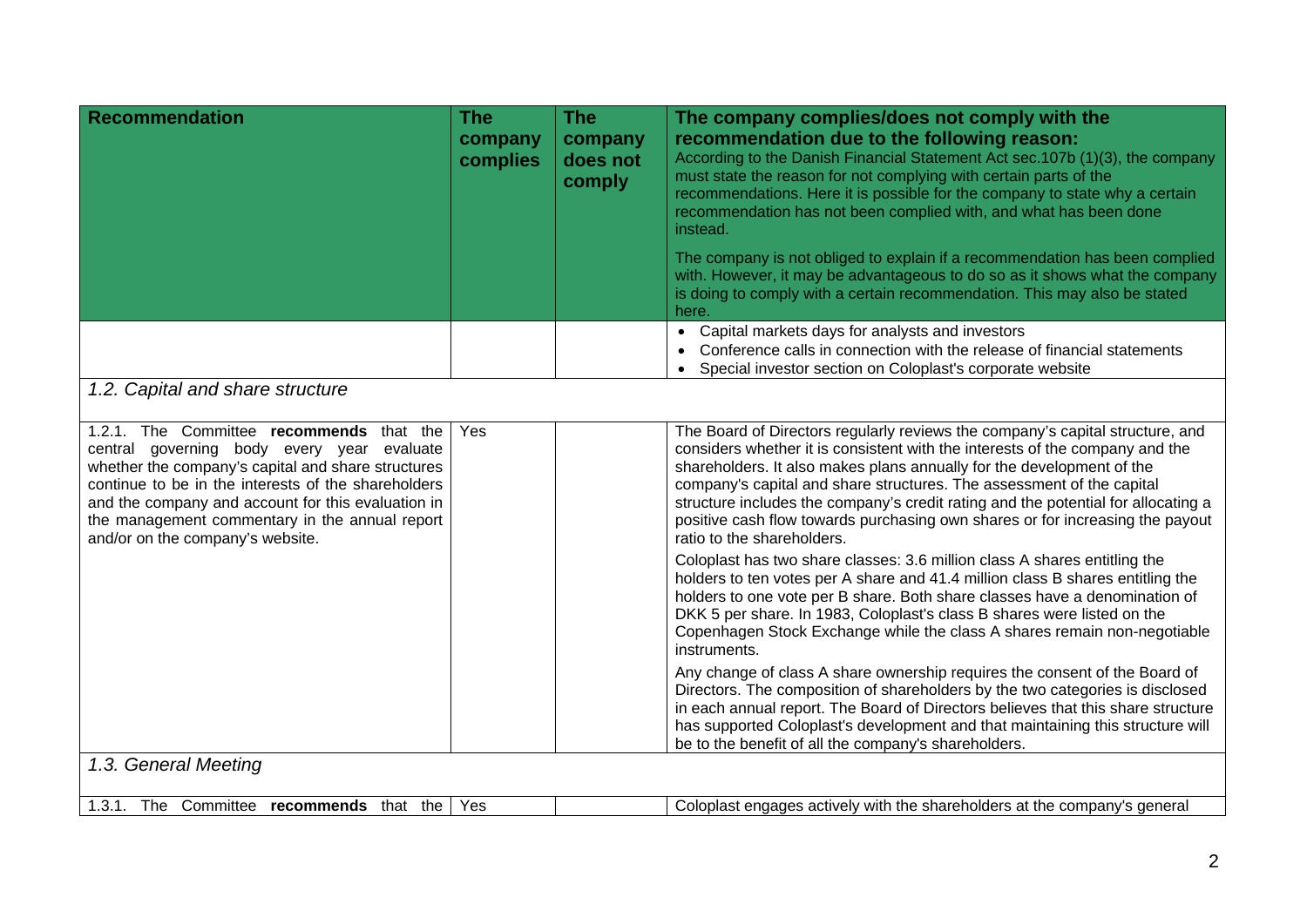| Recommendation | The company complies | The company does not comply | The company complies/does not comply with the recommendation due to the following reason: According to the Danish Financial Statement Act sec.107b (1)(3), the company must state the reason for not complying with certain parts of the recommendations. Here it is possible for the company to state why a certain recommendation has not been complied with, and what has been done instead. The company is not obliged to explain if a recommendation has been complied with. However, it may be advantageous to do so as it shows what the company is doing to comply with a certain recommendation. This may also be stated here. |
|---|---|---|---|
| | | | • Capital markets days for analysts and investors<br>• Conference calls in connection with the release of financial statements<br>• Special investor section on Coloplast's corporate website |
| *1.2. Capital and share structure* | | | |
| 1.2.1. The Committee **recommends** that the central governing body every year evaluate whether the company's capital and share structures continue to be in the interests of the shareholders and the company and account for this evaluation in the management commentary in the annual report and/or on the company's website. | Yes | | The Board of Directors regularly reviews the company's capital structure, and considers whether it is consistent with the interests of the company and the shareholders. It also makes plans annually for the development of the company's capital and share structures. The assessment of the capital structure includes the company's credit rating and the potential for allocating a positive cash flow towards purchasing own shares or for increasing the payout ratio to the shareholders.<br><br>Coloplast has two share classes: 3.6 million class A shares entitling the holders to ten votes per A share and 41.4 million class B shares entitling the holders to one vote per B share. Both share classes have a denomination of DKK 5 per share. In 1983, Coloplast's class B shares were listed on the Copenhagen Stock Exchange while the class A shares remain non-negotiable instruments.<br><br>Any change of class A share ownership requires the consent of the Board of Directors. The composition of shareholders by the two categories is disclosed in each annual report. The Board of Directors believes that this share structure has supported Coloplast's development and that maintaining this structure will be to the benefit of all the company's shareholders. |
| *1.3. General Meeting* | | | |
| 1.3.1. The Committee **recommends** that the | Yes | | Coloplast engages actively with the shareholders at the company's general |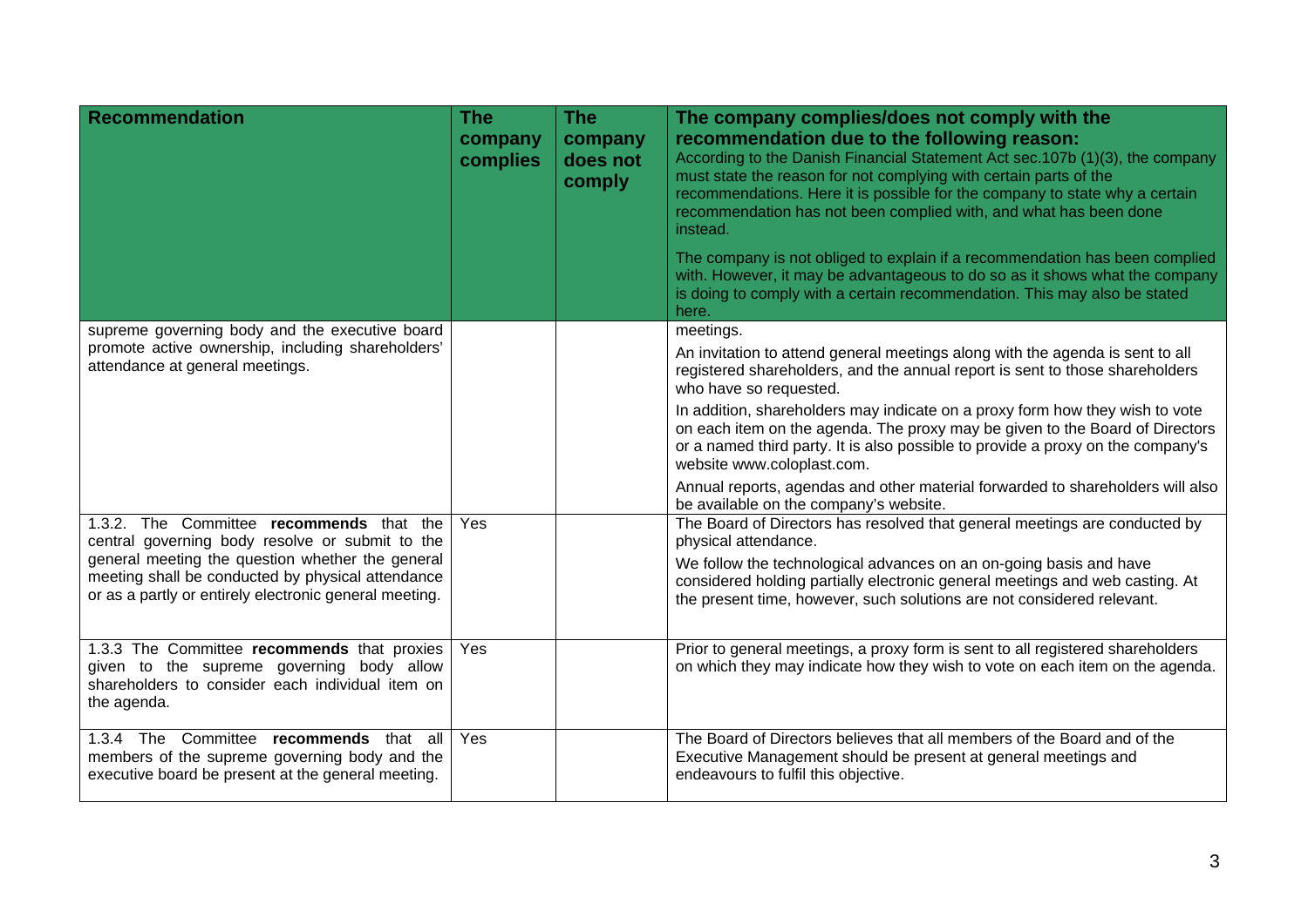| Recommendation | The company complies | The company does not comply | The company complies/does not comply with the recommendation due to the following reason: According to the Danish Financial Statement Act sec.107b (1)(3), the company must state the reason for not complying with certain parts of the recommendations. Here it is possible for the company to state why a certain recommendation has not been complied with, and what has been done instead. The company is not obliged to explain if a recommendation has been complied with. However, it may be advantageous to do so as it shows what the company is doing to comply with a certain recommendation. This may also be stated here. |
|---|---|---|---|
| supreme governing body and the executive board promote active ownership, including shareholders' attendance at general meetings. | | | meetings. An invitation to attend general meetings along with the agenda is sent to all registered shareholders, and the annual report is sent to those shareholders who have so requested. In addition, shareholders may indicate on a proxy form how they wish to vote on each item on the agenda. The proxy may be given to the Board of Directors or a named third party. It is also possible to provide a proxy on the company's website www.coloplast.com. Annual reports, agendas and other material forwarded to shareholders will also be available on the company's website. |
| 1.3.2. The Committee **recommends** that the central governing body resolve or submit to the general meeting the question whether the general meeting shall be conducted by physical attendance or as a partly or entirely electronic general meeting. | Yes | | The Board of Directors has resolved that general meetings are conducted by physical attendance. We follow the technological advances on an on-going basis and have considered holding partially electronic general meetings and web casting. At the present time, however, such solutions are not considered relevant. |
| 1.3.3 The Committee **recommends** that proxies given to the supreme governing body allow shareholders to consider each individual item on the agenda. | Yes | | Prior to general meetings, a proxy form is sent to all registered shareholders on which they may indicate how they wish to vote on each item on the agenda. |
| 1.3.4 The Committee **recommends** that all members of the supreme governing body and the executive board be present at the general meeting. | Yes | | The Board of Directors believes that all members of the Board and of the Executive Management should be present at general meetings and endeavours to fulfil this objective. |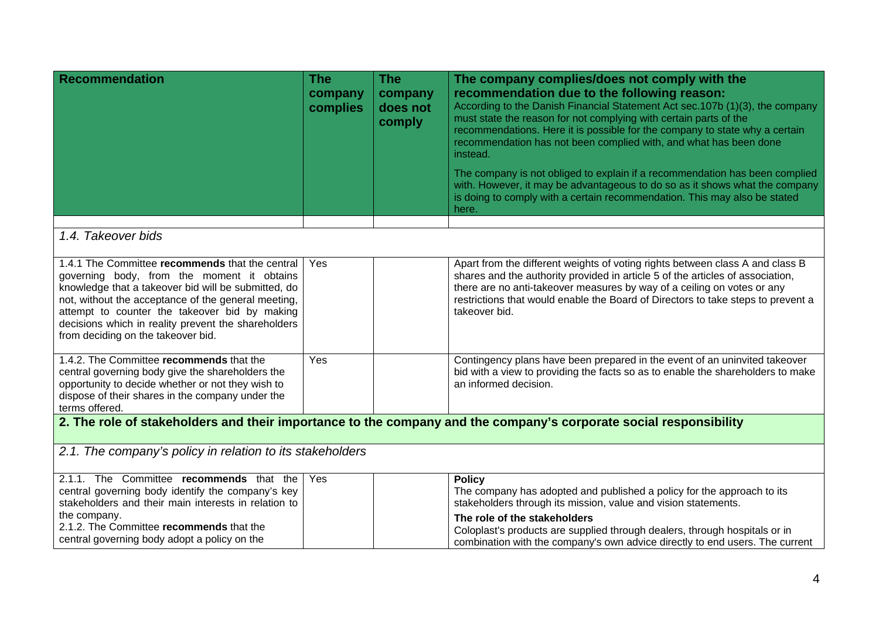| Recommendation | The company complies | The company does not comply | The company complies/does not comply with the recommendation due to the following reason: According to the Danish Financial Statement Act sec.107b (1)(3), the company must state the reason for not complying with certain parts of the recommendations. Here it is possible for the company to state why a certain recommendation has not been complied with, and what has been done instead. The company is not obliged to explain if a recommendation has been complied with. However, it may be advantageous to do so as it shows what the company is doing to comply with a certain recommendation. This may also be stated here. |
|---|---|---|---|
| | | | |
| *1.4. Takeover bids* | | | |
| 1.4.1 The Committee **recommends** that the central governing body, from the moment it obtains knowledge that a takeover bid will be submitted, do not, without the acceptance of the general meeting, attempt to counter the takeover bid by making decisions which in reality prevent the shareholders from deciding on the takeover bid. | Yes | | Apart from the different weights of voting rights between class A and class B shares and the authority provided in article 5 of the articles of association, there are no anti-takeover measures by way of a ceiling on votes or any restrictions that would enable the Board of Directors to take steps to prevent a takeover bid. |
| 1.4.2. The Committee **recommends** that the central governing body give the shareholders the opportunity to decide whether or not they wish to dispose of their shares in the company under the terms offered. | Yes | | Contingency plans have been prepared in the event of an uninvited takeover bid with a view to providing the facts so as to enable the shareholders to make an informed decision. |
| **2. The role of stakeholders and their importance to the company and the company's corporate social responsibility** | | | |
| *2.1. The company's policy in relation to its stakeholders* | | | |
| 2.1.1. The Committee **recommends** that the central governing body identify the company's key stakeholders and their main interests in relation to the company.<br>2.1.2. The Committee **recommends** that the central governing body adopt a policy on the | Yes | | **Policy**<br>The company has adopted and published a policy for the approach to its stakeholders through its mission, value and vision statements.<br>**The role of the stakeholders**<br>Coloplast's products are supplied through dealers, through hospitals or in combination with the company's own advice directly to end users. The current |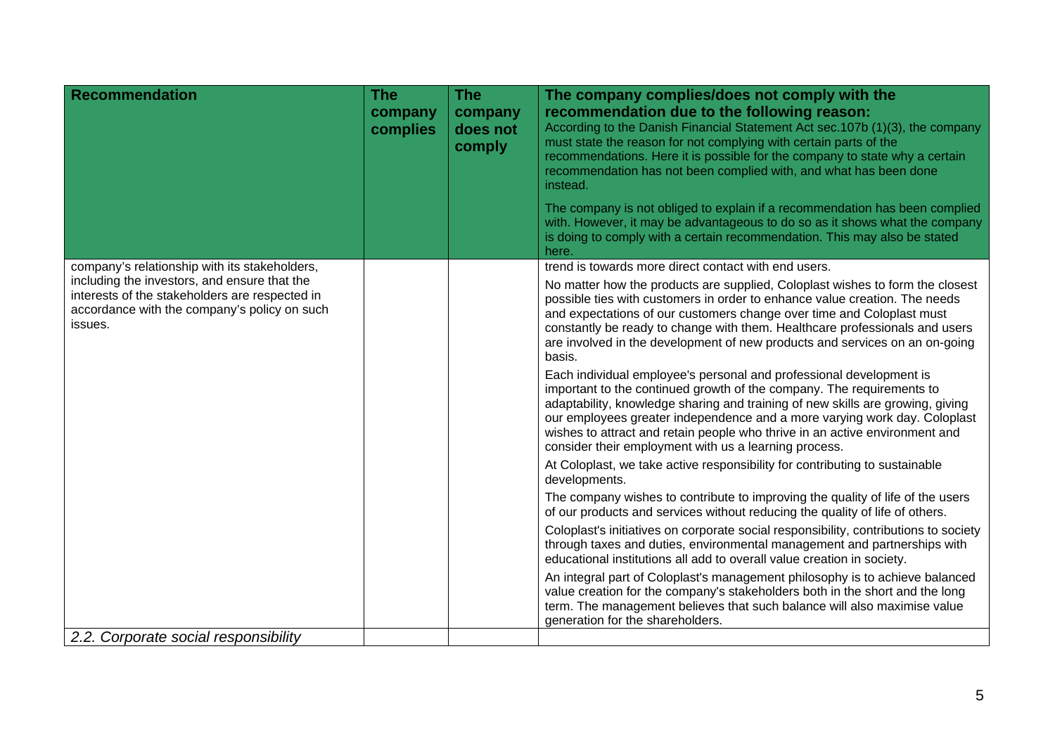| Recommendation | The company complies | The company does not comply | The company complies/does not comply with the recommendation due to the following reason: According to the Danish Financial Statement Act sec.107b (1)(3), the company must state the reason for not complying with certain parts of the recommendations. Here it is possible for the company to state why a certain recommendation has not been complied with, and what has been done instead. The company is not obliged to explain if a recommendation has been complied with. However, it may be advantageous to do so as it shows what the company is doing to comply with a certain recommendation. This may also be stated here. |
|---|---|---|---|
| company's relationship with its stakeholders, including the investors, and ensure that the interests of the stakeholders are respected in accordance with the company's policy on such issues. | | | trend is towards more direct contact with end users. No matter how the products are supplied, Coloplast wishes to form the closest possible ties with customers in order to enhance value creation. The needs and expectations of our customers change over time and Coloplast must constantly be ready to change with them. Healthcare professionals and users are involved in the development of new products and services on an on-going basis. Each individual employee's personal and professional development is important to the continued growth of the company. The requirements to adaptability, knowledge sharing and training of new skills are growing, giving our employees greater independence and a more varying work day. Coloplast wishes to attract and retain people who thrive in an active environment and consider their employment with us a learning process. At Coloplast, we take active responsibility for contributing to sustainable developments. The company wishes to contribute to improving the quality of life of the users of our products and services without reducing the quality of life of others. Coloplast's initiatives on corporate social responsibility, contributions to society through taxes and duties, environmental management and partnerships with educational institutions all add to overall value creation in society. An integral part of Coloplast's management philosophy is to achieve balanced value creation for the company's stakeholders both in the short and the long term. The management believes that such balance will also maximise value generation for the shareholders. |
| *2.2. Corporate social responsibility* | | | |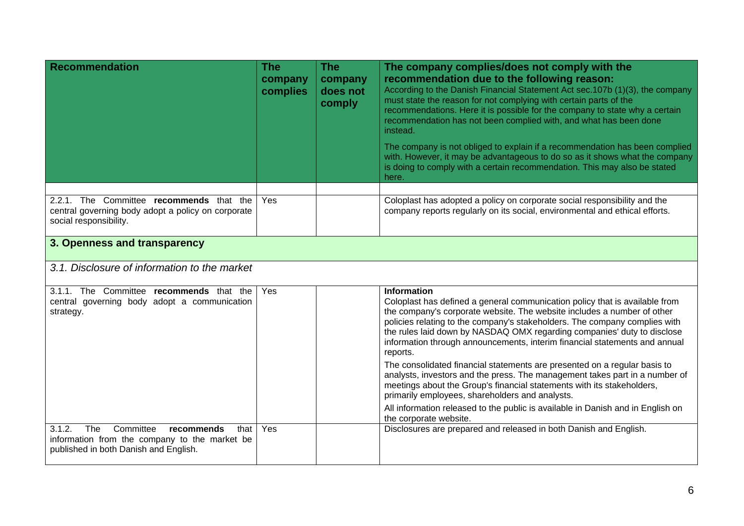| Recommendation | The company complies | The company does not comply | The company complies/does not comply with the recommendation due to the following reason: According to the Danish Financial Statement Act sec.107b (1)(3), the company must state the reason for not complying with certain parts of the recommendations. Here it is possible for the company to state why a certain recommendation has not been complied with, and what has been done instead. The company is not obliged to explain if a recommendation has been complied with. However, it may be advantageous to do so as it shows what the company is doing to comply with a certain recommendation. This may also be stated here. |
|---|---|---|---|
| | | | |
| 2.2.1. The Committee **recommends** that the central governing body adopt a policy on corporate social responsibility. | Yes | | Coloplast has adopted a policy on corporate social responsibility and the company reports regularly on its social, environmental and ethical efforts. |
| **3. Openness and transparency** | | | |
| *3.1. Disclosure of information to the market* | | | |
| 3.1.1. The Committee **recommends** that the central governing body adopt a communication strategy. | Yes | | **Information** Coloplast has defined a general communication policy that is available from the company's corporate website. The website includes a number of other policies relating to the company's stakeholders. The company complies with the rules laid down by NASDAQ OMX regarding companies' duty to disclose information through announcements, interim financial statements and annual reports. The consolidated financial statements are presented on a regular basis to analysts, investors and the press. The management takes part in a number of meetings about the Group's financial statements with its stakeholders, primarily employees, shareholders and analysts. All information released to the public is available in Danish and in English on the corporate website. |
| 3.1.2. The Committee **recommends** that information from the company to the market be published in both Danish and English. | Yes | | Disclosures are prepared and released in both Danish and English. |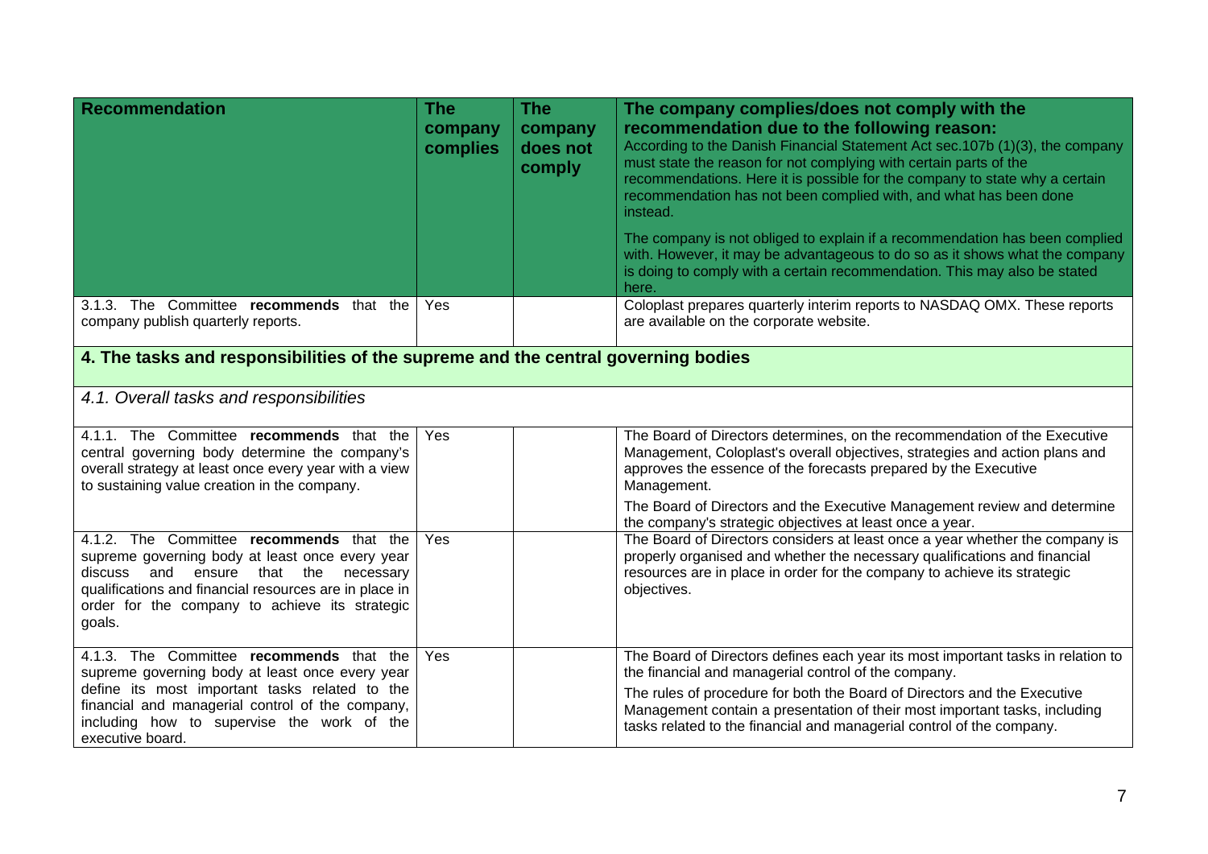| Recommendation | The company complies | The company does not comply | The company complies/does not comply with the recommendation due to the following reason: According to the Danish Financial Statement Act sec.107b (1)(3), the company must state the reason for not complying with certain parts of the recommendations. Here it is possible for the company to state why a certain recommendation has not been complied with, and what has been done instead. The company is not obliged to explain if a recommendation has been complied with. However, it may be advantageous to do so as it shows what the company is doing to comply with a certain recommendation. This may also be stated here. |
|---|---|---|---|
| 3.1.3. The Committee **recommends** that the company publish quarterly reports. | Yes | | Coloplast prepares quarterly interim reports to NASDAQ OMX. These reports are available on the corporate website. |
| **4. The tasks and responsibilities of the supreme and the central governing bodies** | | | |
| *4.1. Overall tasks and responsibilities* | | | |
| 4.1.1. The Committee **recommends** that the central governing body determine the company's overall strategy at least once every year with a view to sustaining value creation in the company. | Yes | | The Board of Directors determines, on the recommendation of the Executive Management, Coloplast's overall objectives, strategies and action plans and approves the essence of the forecasts prepared by the Executive Management. The Board of Directors and the Executive Management review and determine the company's strategic objectives at least once a year. |
| 4.1.2. The Committee **recommends** that the supreme governing body at least once every year discuss and ensure that the necessary qualifications and financial resources are in place in order for the company to achieve its strategic goals. | Yes | | The Board of Directors considers at least once a year whether the company is properly organised and whether the necessary qualifications and financial resources are in place in order for the company to achieve its strategic objectives. |
| 4.1.3. The Committee **recommends** that the supreme governing body at least once every year define its most important tasks related to the financial and managerial control of the company, including how to supervise the work of the executive board. | Yes | | The Board of Directors defines each year its most important tasks in relation to the financial and managerial control of the company. The rules of procedure for both the Board of Directors and the Executive Management contain a presentation of their most important tasks, including tasks related to the financial and managerial control of the company. |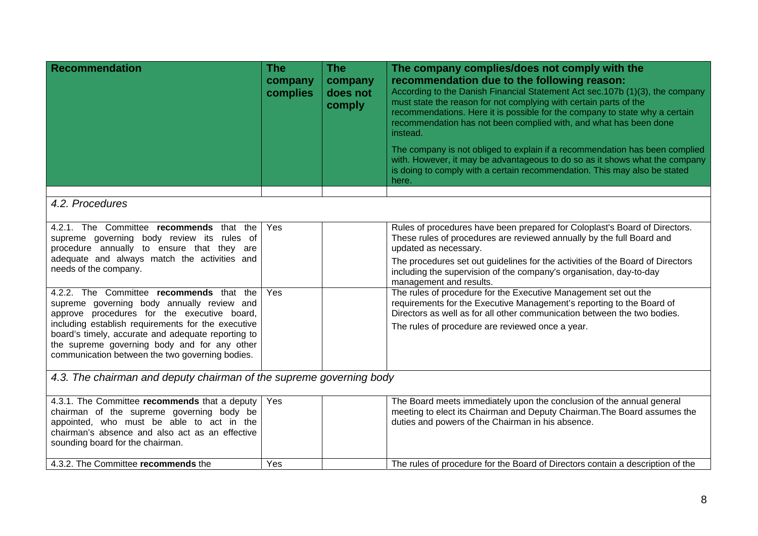| Recommendation | The company complies | The company does not comply | The company complies/does not comply with the recommendation due to the following reason: According to the Danish Financial Statement Act sec.107b (1)(3), the company must state the reason for not complying with certain parts of the recommendations. Here it is possible for the company to state why a certain recommendation has not been complied with, and what has been done instead. The company is not obliged to explain if a recommendation has been complied with. However, it may be advantageous to do so as it shows what the company is doing to comply with a certain recommendation. This may also be stated here. |
|---|---|---|---|
| | | | |
| *4.2. Procedures* | | | |
| 4.2.1. The Committee **recommends** that the supreme governing body review its rules of procedure annually to ensure that they are adequate and always match the activities and needs of the company. | Yes | | Rules of procedures have been prepared for Coloplast's Board of Directors. These rules of procedures are reviewed annually by the full Board and updated as necessary. The procedures set out guidelines for the activities of the Board of Directors including the supervision of the company's organisation, day-to-day management and results. |
| 4.2.2. The Committee **recommends** that the supreme governing body annually review and approve procedures for the executive board, including establish requirements for the executive board's timely, accurate and adequate reporting to the supreme governing body and for any other communication between the two governing bodies. | Yes | | The rules of procedure for the Executive Management set out the requirements for the Executive Management's reporting to the Board of Directors as well as for all other communication between the two bodies. The rules of procedure are reviewed once a year. |
| *4.3. The chairman and deputy chairman of the supreme governing body* | | | |
| 4.3.1. The Committee **recommends** that a deputy chairman of the supreme governing body be appointed, who must be able to act in the chairman's absence and also act as an effective sounding board for the chairman. | Yes | | The Board meets immediately upon the conclusion of the annual general meeting to elect its Chairman and Deputy Chairman.The Board assumes the duties and powers of the Chairman in his absence. |
| 4.3.2. The Committee **recommends** the | Yes | | The rules of procedure for the Board of Directors contain a description of the |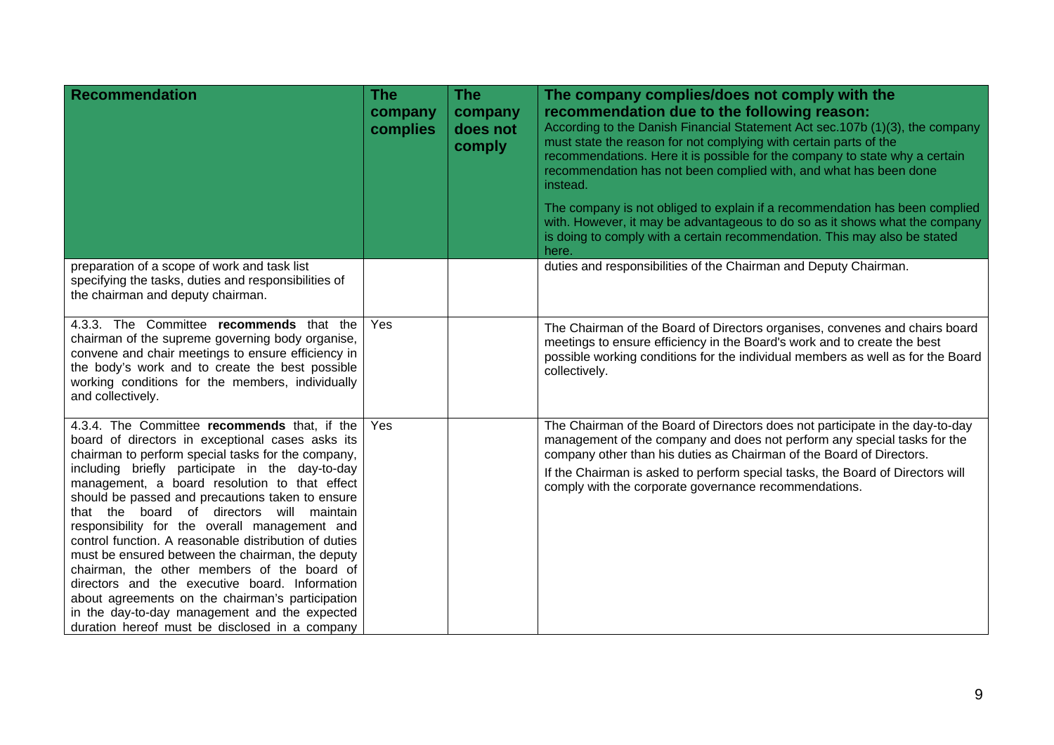| Recommendation | The company complies | The company does not comply | The company complies/does not comply with the recommendation due to the following reason: According to the Danish Financial Statement Act sec.107b (1)(3), the company must state the reason for not complying with certain parts of the recommendations. Here it is possible for the company to state why a certain recommendation has not been complied with, and what has been done instead. The company is not obliged to explain if a recommendation has been complied with. However, it may be advantageous to do so as it shows what the company is doing to comply with a certain recommendation. This may also be stated here. |
|---|---|---|---|
| preparation of a scope of work and task list specifying the tasks, duties and responsibilities of the chairman and deputy chairman. | | | duties and responsibilities of the Chairman and Deputy Chairman. |
| 4.3.3. The Committee **recommends** that the chairman of the supreme governing body organise, convene and chair meetings to ensure efficiency in the body's work and to create the best possible working conditions for the members, individually and collectively. | Yes | | The Chairman of the Board of Directors organises, convenes and chairs board meetings to ensure efficiency in the Board's work and to create the best possible working conditions for the individual members as well as for the Board collectively. |
| 4.3.4. The Committee **recommends** that, if the board of directors in exceptional cases asks its chairman to perform special tasks for the company, including briefly participate in the day-to-day management, a board resolution to that effect should be passed and precautions taken to ensure that the board of directors will maintain responsibility for the overall management and control function. A reasonable distribution of duties must be ensured between the chairman, the deputy chairman, the other members of the board of directors and the executive board. Information about agreements on the chairman's participation in the day-to-day management and the expected duration hereof must be disclosed in a company | Yes | | The Chairman of the Board of Directors does not participate in the day-to-day management of the company and does not perform any special tasks for the company other than his duties as Chairman of the Board of Directors. If the Chairman is asked to perform special tasks, the Board of Directors will comply with the corporate governance recommendations. |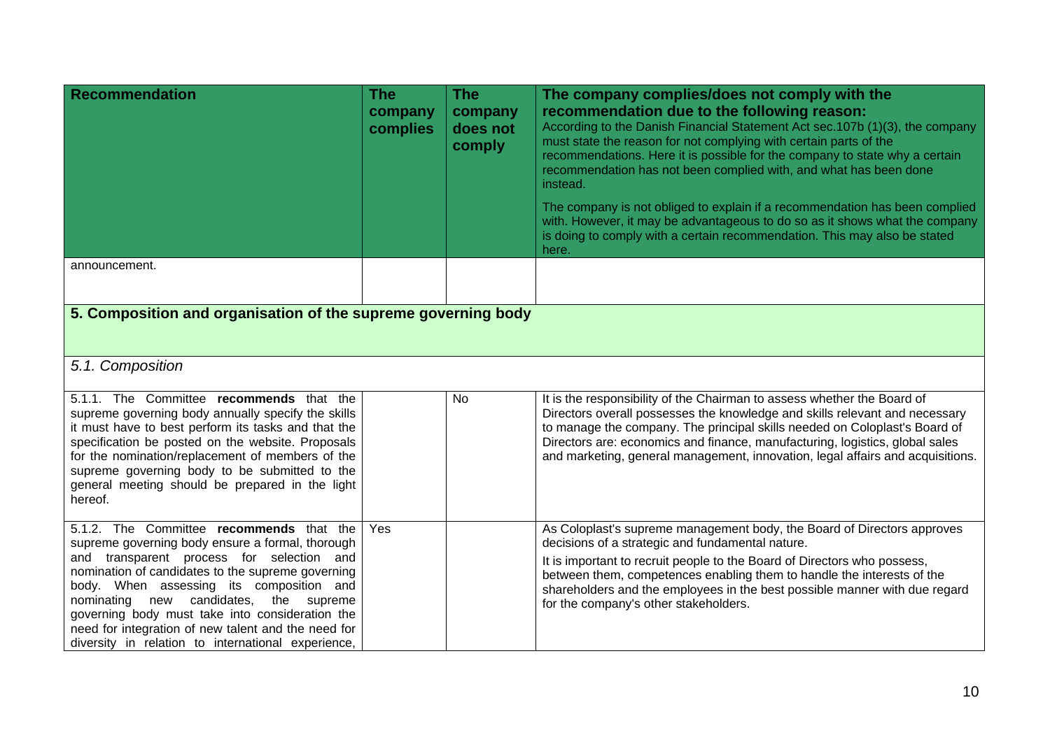| Recommendation | The company complies | The company does not comply | The company complies/does not comply with the recommendation due to the following reason: According to the Danish Financial Statement Act sec.107b (1)(3), the company must state the reason for not complying with certain parts of the recommendations. Here it is possible for the company to state why a certain recommendation has not been complied with, and what has been done instead. The company is not obliged to explain if a recommendation has been complied with. However, it may be advantageous to do so as it shows what the company is doing to comply with a certain recommendation. This may also be stated here. |
|---|---|---|---|
| announcement. | | | |
| **5. Composition and organisation of the supreme governing body** | | | |
| *5.1. Composition* | | | |
| 5.1.1. The Committee **recommends** that the supreme governing body annually specify the skills it must have to best perform its tasks and that the specification be posted on the website. Proposals for the nomination/replacement of members of the supreme governing body to be submitted to the general meeting should be prepared in the light hereof. | | No | It is the responsibility of the Chairman to assess whether the Board of Directors overall possesses the knowledge and skills relevant and necessary to manage the company. The principal skills needed on Coloplast's Board of Directors are: economics and finance, manufacturing, logistics, global sales and marketing, general management, innovation, legal affairs and acquisitions. |
| 5.1.2. The Committee **recommends** that the supreme governing body ensure a formal, thorough and transparent process for selection and nomination of candidates to the supreme governing body. When assessing its composition and nominating new candidates, the supreme governing body must take into consideration the need for integration of new talent and the need for diversity in relation to international experience, | Yes | | As Coloplast's supreme management body, the Board of Directors approves decisions of a strategic and fundamental nature. It is important to recruit people to the Board of Directors who possess, between them, competences enabling them to handle the interests of the shareholders and the employees in the best possible manner with due regard for the company's other stakeholders. |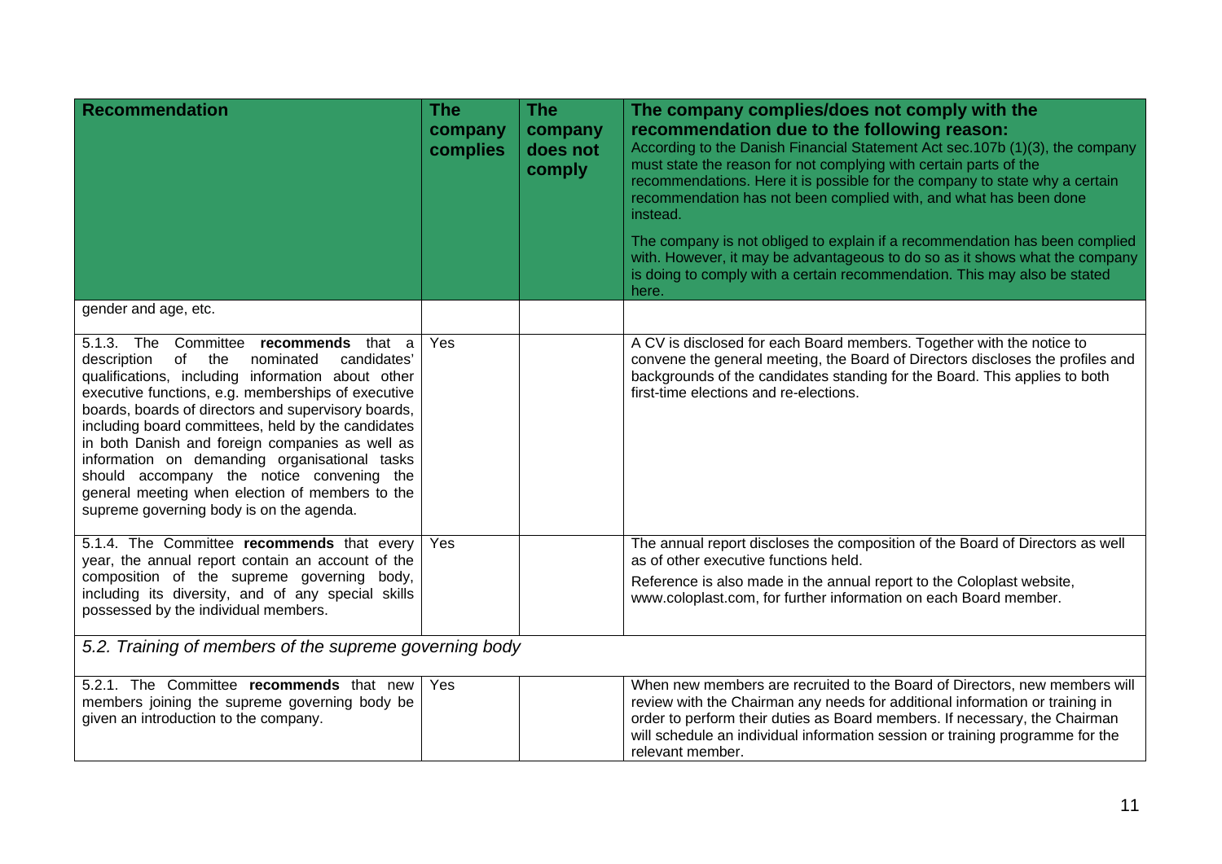| Recommendation | The company complies | The company does not comply | The company complies/does not comply with the recommendation due to the following reason: According to the Danish Financial Statement Act sec.107b (1)(3), the company must state the reason for not complying with certain parts of the recommendations. Here it is possible for the company to state why a certain recommendation has not been complied with, and what has been done instead. The company is not obliged to explain if a recommendation has been complied with. However, it may be advantageous to do so as it shows what the company is doing to comply with a certain recommendation. This may also be stated here. |
|---|---|---|---|
| gender and age, etc. | | | |
| 5.1.3. The Committee **recommends** that a description of the nominated candidates' qualifications, including information about other executive functions, e.g. memberships of executive boards, boards of directors and supervisory boards, including board committees, held by the candidates in both Danish and foreign companies as well as information on demanding organisational tasks should accompany the notice convening the general meeting when election of members to the supreme governing body is on the agenda. | Yes | | A CV is disclosed for each Board members. Together with the notice to convene the general meeting, the Board of Directors discloses the profiles and backgrounds of the candidates standing for the Board. This applies to both first-time elections and re-elections. |
| 5.1.4. The Committee **recommends** that every year, the annual report contain an account of the composition of the supreme governing body, including its diversity, and of any special skills possessed by the individual members. | Yes | | The annual report discloses the composition of the Board of Directors as well as of other executive functions held. Reference is also made in the annual report to the Coloplast website, www.coloplast.com, for further information on each Board member. |
| *5.2. Training of members of the supreme governing body* | | | |
| 5.2.1. The Committee **recommends** that new members joining the supreme governing body be given an introduction to the company. | Yes | | When new members are recruited to the Board of Directors, new members will review with the Chairman any needs for additional information or training in order to perform their duties as Board members. If necessary, the Chairman will schedule an individual information session or training programme for the relevant member. |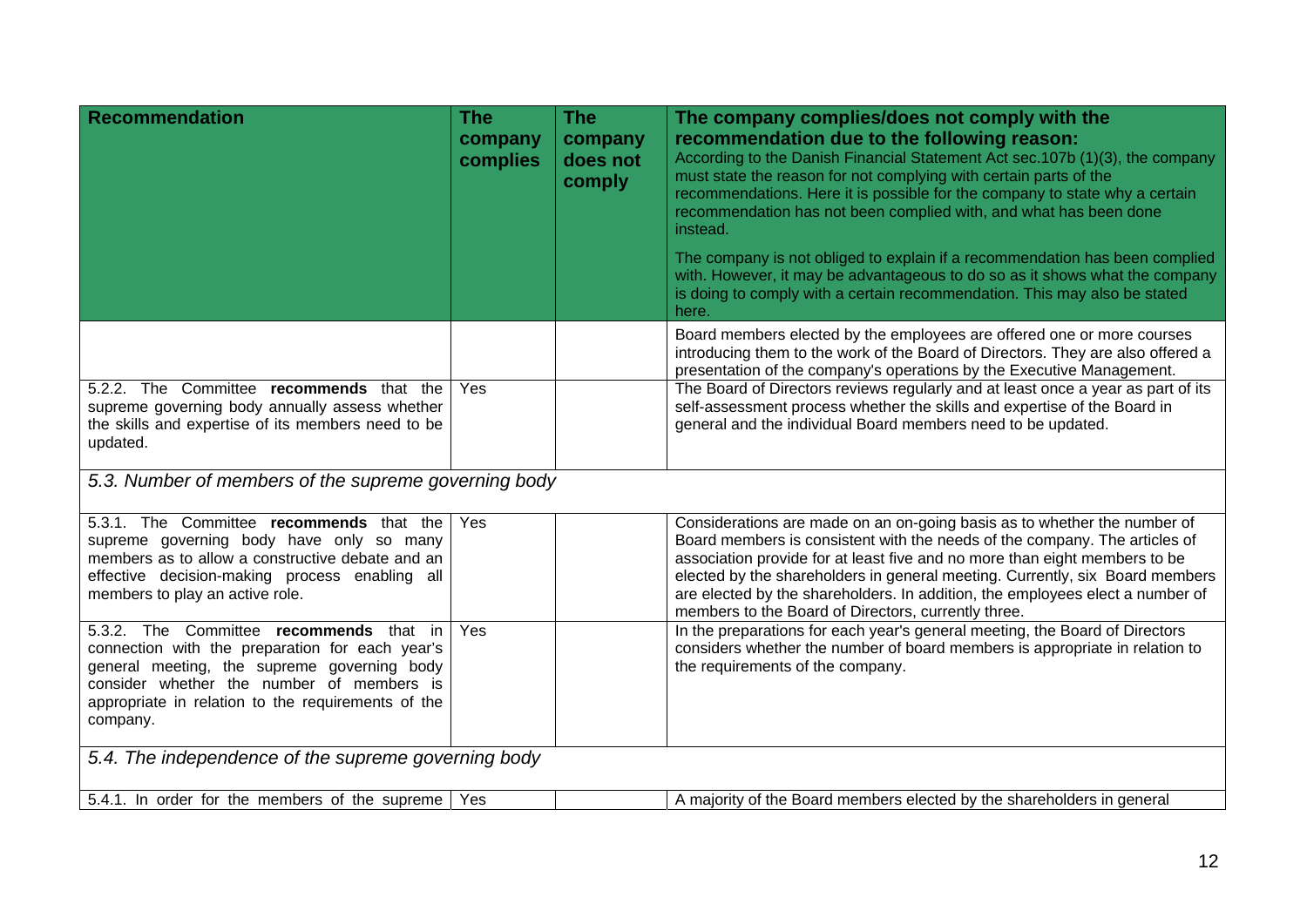| Recommendation | The company complies | The company does not comply | The company complies/does not comply with the recommendation due to the following reason: According to the Danish Financial Statement Act sec.107b (1)(3), the company must state the reason for not complying with certain parts of the recommendations. Here it is possible for the company to state why a certain recommendation has not been complied with, and what has been done instead. The company is not obliged to explain if a recommendation has been complied with. However, it may be advantageous to do so as it shows what the company is doing to comply with a certain recommendation. This may also be stated here. |
|---|---|---|---|
| | | | Board members elected by the employees are offered one or more courses introducing them to the work of the Board of Directors. They are also offered a presentation of the company's operations by the Executive Management. |
| 5.2.2. The Committee **recommends** that the supreme governing body annually assess whether the skills and expertise of its members need to be updated. | Yes | | The Board of Directors reviews regularly and at least once a year as part of its self-assessment process whether the skills and expertise of the Board in general and the individual Board members need to be updated. |
| *5.3. Number of members of the supreme governing body* | | | |
| 5.3.1. The Committee **recommends** that the supreme governing body have only so many members as to allow a constructive debate and an effective decision-making process enabling all members to play an active role. | Yes | | Considerations are made on an on-going basis as to whether the number of Board members is consistent with the needs of the company. The articles of association provide for at least five and no more than eight members to be elected by the shareholders in general meeting. Currently, six Board members are elected by the shareholders. In addition, the employees elect a number of members to the Board of Directors, currently three. |
| 5.3.2. The Committee **recommends** that in connection with the preparation for each year's general meeting, the supreme governing body consider whether the number of members is appropriate in relation to the requirements of the company. | Yes | | In the preparations for each year's general meeting, the Board of Directors considers whether the number of board members is appropriate in relation to the requirements of the company. |
| *5.4. The independence of the supreme governing body* | | | |
| 5.4.1. In order for the members of the supreme | Yes | | A majority of the Board members elected by the shareholders in general |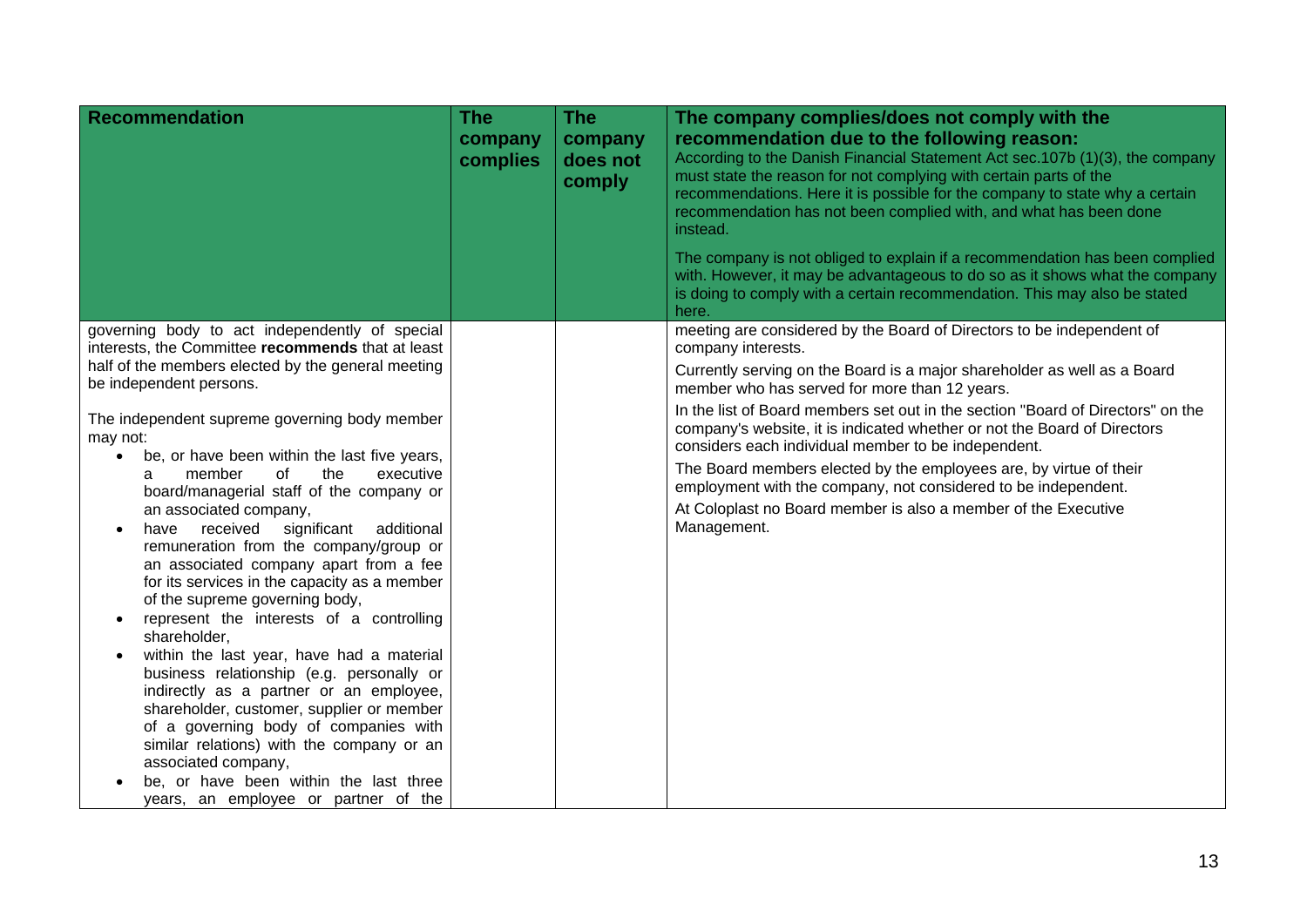| **Recommendation** | **The company complies** | **The company does not comply** | **The company complies/does not comply with the recommendation due to the following reason:** According to the Danish Financial Statement Act sec.107b (1)(3), the company must state the reason for not complying with certain parts of the recommendations. Here it is possible for the company to state why a certain recommendation has not been complied with, and what has been done instead. The company is not obliged to explain if a recommendation has been complied with. However, it may be advantageous to do so as it shows what the company is doing to comply with a certain recommendation. This may also be stated here. |
|---|---|---|---|
| governing body to act independently of special interests, the Committee **recommends** that at least half of the members elected by the general meeting be independent persons.<br><br>The independent supreme governing body member may not:<br>• be, or have been within the last five years, a member of the executive board/managerial staff of the company or an associated company,<br>• have received significant additional remuneration from the company/group or an associated company apart from a fee for its services in the capacity as a member of the supreme governing body,<br>• represent the interests of a controlling shareholder,<br>• within the last year, have had a material business relationship (e.g. personally or indirectly as a partner or an employee, shareholder, customer, supplier or member of a governing body of companies with similar relations) with the company or an associated company,<br>• be, or have been within the last three years, an employee or partner of the | | | meeting are considered by the Board of Directors to be independent of company interests.<br><br>Currently serving on the Board is a major shareholder as well as a Board member who has served for more than 12 years.<br><br>In the list of Board members set out in the section "Board of Directors" on the company's website, it is indicated whether or not the Board of Directors considers each individual member to be independent.<br><br>The Board members elected by the employees are, by virtue of their employment with the company, not considered to be independent.<br><br>At Coloplast no Board member is also a member of the Executive Management. |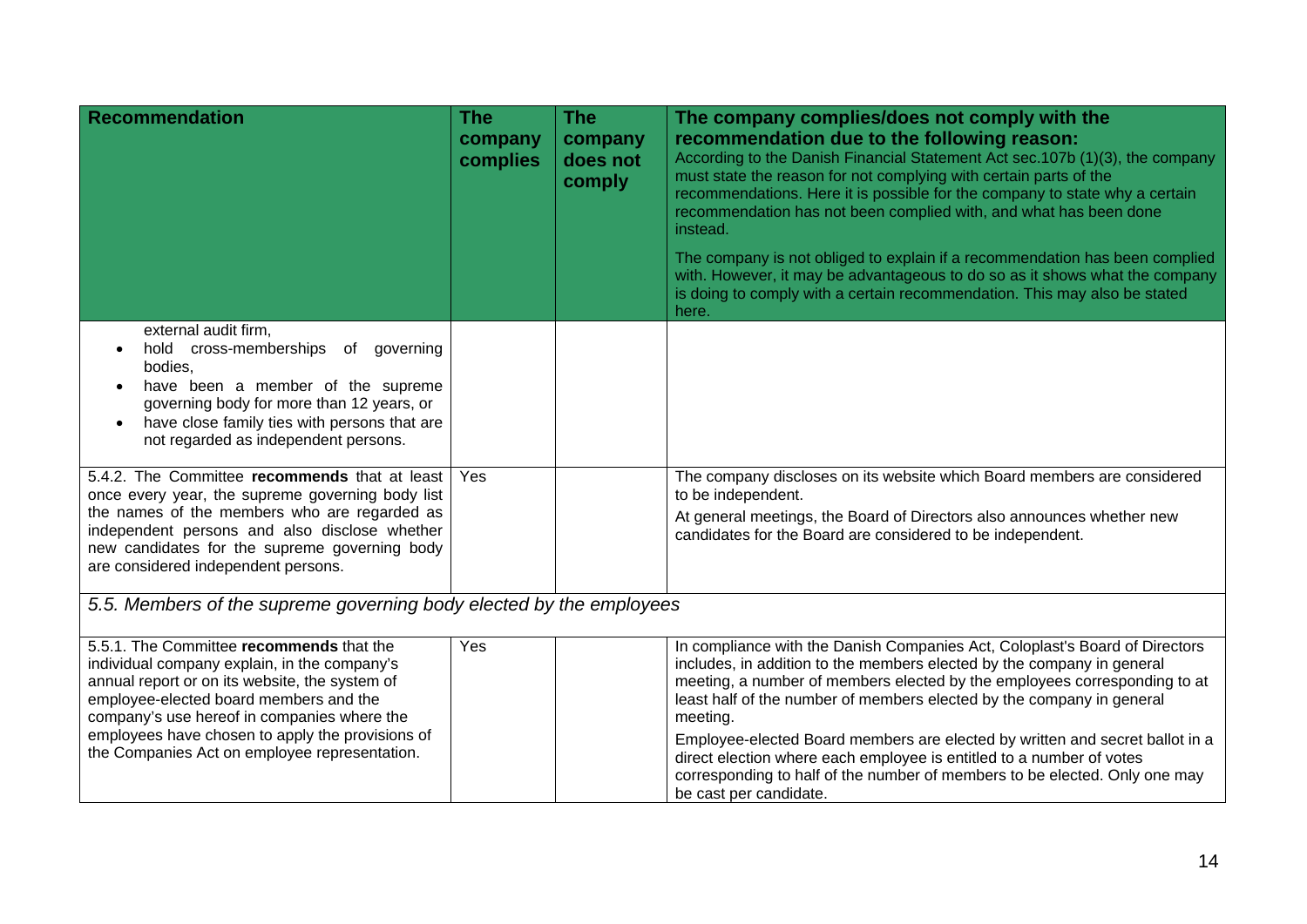| Recommendation | The company complies | The company does not comply | The company complies/does not comply with the recommendation due to the following reason: According to the Danish Financial Statement Act sec.107b (1)(3), the company must state the reason for not complying with certain parts of the recommendations. Here it is possible for the company to state why a certain recommendation has not been complied with, and what has been done instead. The company is not obliged to explain if a recommendation has been complied with. However, it may be advantageous to do so as it shows what the company is doing to comply with a certain recommendation. This may also be stated here. |
|---|---|---|---|
| external audit firm, <br>• hold cross-memberships of governing bodies, <br>• have been a member of the supreme governing body for more than 12 years, or <br>• have close family ties with persons that are not regarded as independent persons. | | | |
| 5.4.2. The Committee **recommends** that at least once every year, the supreme governing body list the names of the members who are regarded as independent persons and also disclose whether new candidates for the supreme governing body are considered independent persons. | Yes | | The company discloses on its website which Board members are considered to be independent. <br>At general meetings, the Board of Directors also announces whether new candidates for the Board are considered to be independent. |
| *5.5. Members of the supreme governing body elected by the employees* | | | |
| 5.5.1. The Committee **recommends** that the individual company explain, in the company's annual report or on its website, the system of employee-elected board members and the company's use hereof in companies where the employees have chosen to apply the provisions of the Companies Act on employee representation. | Yes | | In compliance with the Danish Companies Act, Coloplast's Board of Directors includes, in addition to the members elected by the company in general meeting, a number of members elected by the employees corresponding to at least half of the number of members elected by the company in general meeting. <br>Employee-elected Board members are elected by written and secret ballot in a direct election where each employee is entitled to a number of votes corresponding to half of the number of members to be elected. Only one may be cast per candidate. |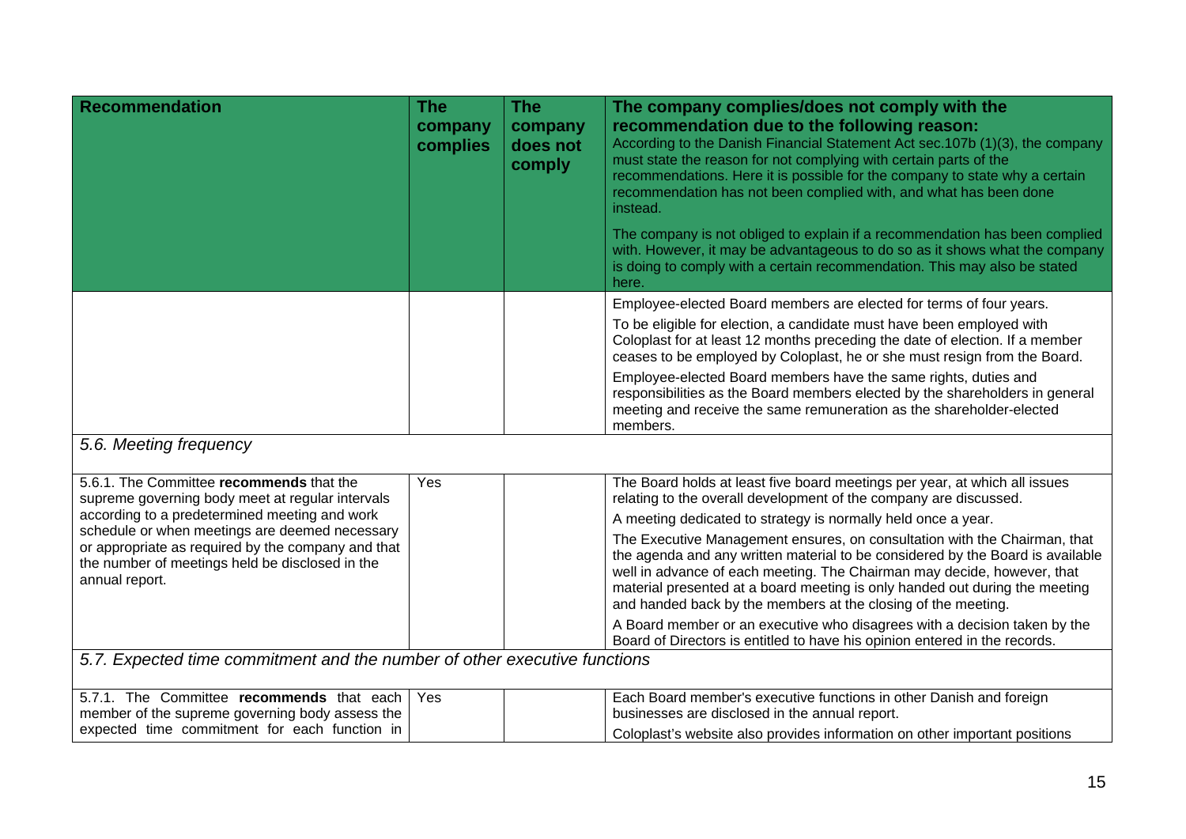| Recommendation | The company complies | The company does not comply | The company complies/does not comply with the recommendation due to the following reason: According to the Danish Financial Statement Act sec.107b (1)(3), the company must state the reason for not complying with certain parts of the recommendations. Here it is possible for the company to state why a certain recommendation has not been complied with, and what has been done instead. The company is not obliged to explain if a recommendation has been complied with. However, it may be advantageous to do so as it shows what the company is doing to comply with a certain recommendation. This may also be stated here. |
|---|---|---|---|
| | | | Employee-elected Board members are elected for terms of four years. To be eligible for election, a candidate must have been employed with Coloplast for at least 12 months preceding the date of election. If a member ceases to be employed by Coloplast, he or she must resign from the Board. Employee-elected Board members have the same rights, duties and responsibilities as the Board members elected by the shareholders in general meeting and receive the same remuneration as the shareholder-elected members. |
| *5.6. Meeting frequency* | | | |
| 5.6.1. The Committee **recommends** that the supreme governing body meet at regular intervals according to a predetermined meeting and work schedule or when meetings are deemed necessary or appropriate as required by the company and that the number of meetings held be disclosed in the annual report. | Yes | | The Board holds at least five board meetings per year, at which all issues relating to the overall development of the company are discussed. A meeting dedicated to strategy is normally held once a year. The Executive Management ensures, on consultation with the Chairman, that the agenda and any written material to be considered by the Board is available well in advance of each meeting. The Chairman may decide, however, that material presented at a board meeting is only handed out during the meeting and handed back by the members at the closing of the meeting. A Board member or an executive who disagrees with a decision taken by the Board of Directors is entitled to have his opinion entered in the records. |
| *5.7. Expected time commitment and the number of other executive functions* | | | |
| 5.7.1. The Committee **recommends** that each member of the supreme governing body assess the expected time commitment for each function in | Yes | | Each Board member's executive functions in other Danish and foreign businesses are disclosed in the annual report. Coloplast's website also provides information on other important positions |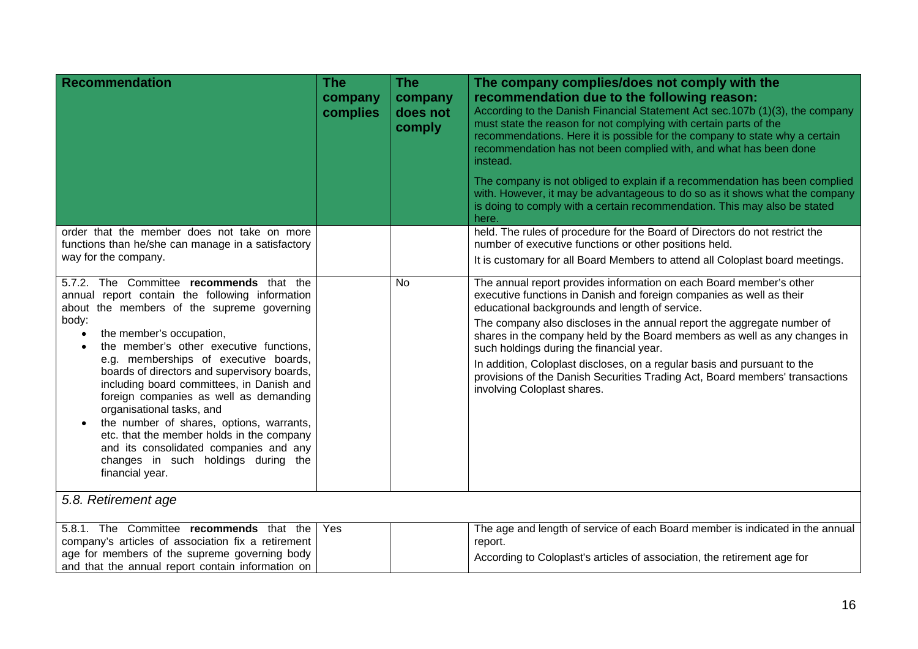| Recommendation | The company complies | The company does not comply | The company complies/does not comply with the recommendation due to the following reason: According to the Danish Financial Statement Act sec.107b (1)(3), the company must state the reason for not complying with certain parts of the recommendations. Here it is possible for the company to state why a certain recommendation has not been complied with, and what has been done instead. The company is not obliged to explain if a recommendation has been complied with. However, it may be advantageous to do so as it shows what the company is doing to comply with a certain recommendation. This may also be stated here. |
|---|---|---|---|
| order that the member does not take on more functions than he/she can manage in a satisfactory way for the company. | | | held. The rules of procedure for the Board of Directors do not restrict the number of executive functions or other positions held.<br>It is customary for all Board Members to attend all Coloplast board meetings. |
| 5.7.2. The Committee **recommends** that the annual report contain the following information about the members of the supreme governing body:<br>• the member's occupation,<br>• the member's other executive functions, e.g. memberships of executive boards, boards of directors and supervisory boards, including board committees, in Danish and foreign companies as well as demanding organisational tasks, and<br>• the number of shares, options, warrants, etc. that the member holds in the company and its consolidated companies and any changes in such holdings during the financial year. | | No | The annual report provides information on each Board member's other executive functions in Danish and foreign companies as well as their educational backgrounds and length of service.<br>The company also discloses in the annual report the aggregate number of shares in the company held by the Board members as well as any changes in such holdings during the financial year.<br>In addition, Coloplast discloses, on a regular basis and pursuant to the provisions of the Danish Securities Trading Act, Board members' transactions involving Coloplast shares. |
| *5.8. Retirement age* | | | |
| 5.8.1. The Committee **recommends** that the company's articles of association fix a retirement age for members of the supreme governing body and that the annual report contain information on | Yes | | The age and length of service of each Board member is indicated in the annual report.<br>According to Coloplast's articles of association, the retirement age for |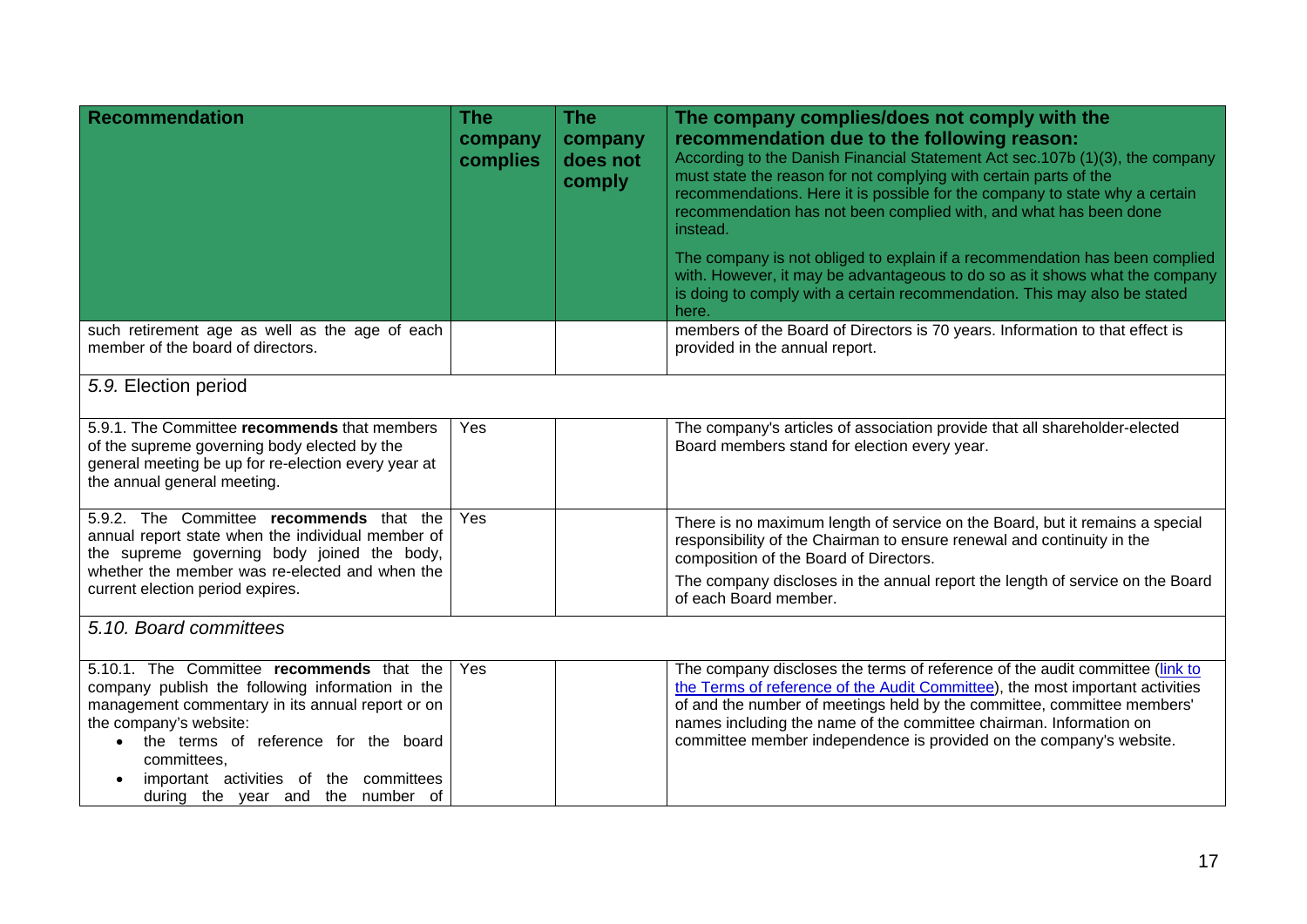| Recommendation | The company complies | The company does not comply | The company complies/does not comply with the recommendation due to the following reason: According to the Danish Financial Statement Act sec.107b (1)(3), the company must state the reason for not complying with certain parts of the recommendations. Here it is possible for the company to state why a certain recommendation has not been complied with, and what has been done instead. The company is not obliged to explain if a recommendation has been complied with. However, it may be advantageous to do so as it shows what the company is doing to comply with a certain recommendation. This may also be stated here. |
|---|---|---|---|
| such retirement age as well as the age of each member of the board of directors. | | | members of the Board of Directors is 70 years. Information to that effect is provided in the annual report. |
| *5.9. Election period* | | | |
| 5.9.1. The Committee **recommends** that members of the supreme governing body elected by the general meeting be up for re-election every year at the annual general meeting. | Yes | | The company's articles of association provide that all shareholder-elected Board members stand for election every year. |
| 5.9.2. The Committee **recommends** that the annual report state when the individual member of the supreme governing body joined the body, whether the member was re-elected and when the current election period expires. | Yes | | There is no maximum length of service on the Board, but it remains a special responsibility of the Chairman to ensure renewal and continuity in the composition of the Board of Directors. The company discloses in the annual report the length of service on the Board of each Board member. |
| *5.10. Board committees* | | | |
| 5.10.1. The Committee **recommends** that the company publish the following information in the management commentary in its annual report or on the company's website: <br>• the terms of reference for the board committees, <br>• important activities of the committees during the year and the number of | Yes | | The company discloses the terms of reference of the audit committee (link to the Terms of reference of the Audit Committee), the most important activities of and the number of meetings held by the committee, committee members' names including the name of the committee chairman. Information on committee member independence is provided on the company's website. |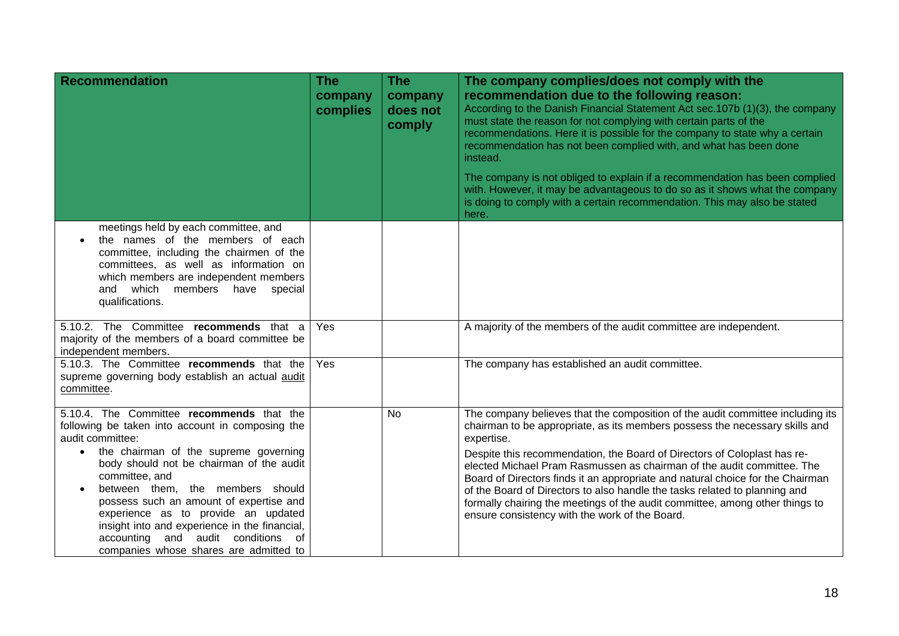| Recommendation | The company complies | The company does not comply | The company complies/does not comply with the recommendation due to the following reason: According to the Danish Financial Statement Act sec.107b (1)(3), the company must state the reason for not complying with certain parts of the recommendations. Here it is possible for the company to state why a certain recommendation has not been complied with, and what has been done instead. The company is not obliged to explain if a recommendation has been complied with. However, it may be advantageous to do so as it shows what the company is doing to comply with a certain recommendation. This may also be stated here. |
|---|---|---|---|
| meetings held by each committee, and<br>• the names of the members of each committee, including the chairmen of the committees, as well as information on which members are independent members and which members have special qualifications. | | | |
| 5.10.2. The Committee **recommends** that a majority of the members of a board committee be independent members. | Yes | | A majority of the members of the audit committee are independent. |
| 5.10.3. The Committee **recommends** that the supreme governing body establish an actual audit committee. | Yes | | The company has established an audit committee. |
| 5.10.4. The Committee **recommends** that the following be taken into account in composing the audit committee:<br>• the chairman of the supreme governing body should not be chairman of the audit committee, and<br>• between them, the members should possess such an amount of expertise and experience as to provide an updated insight into and experience in the financial, accounting and audit conditions of companies whose shares are admitted to | | No | The company believes that the composition of the audit committee including its chairman to be appropriate, as its members possess the necessary skills and expertise.<br>Despite this recommendation, the Board of Directors of Coloplast has re-elected Michael Pram Rasmussen as chairman of the audit committee. The Board of Directors finds it an appropriate and natural choice for the Chairman of the Board of Directors to also handle the tasks related to planning and formally chairing the meetings of the audit committee, among other things to ensure consistency with the work of the Board. |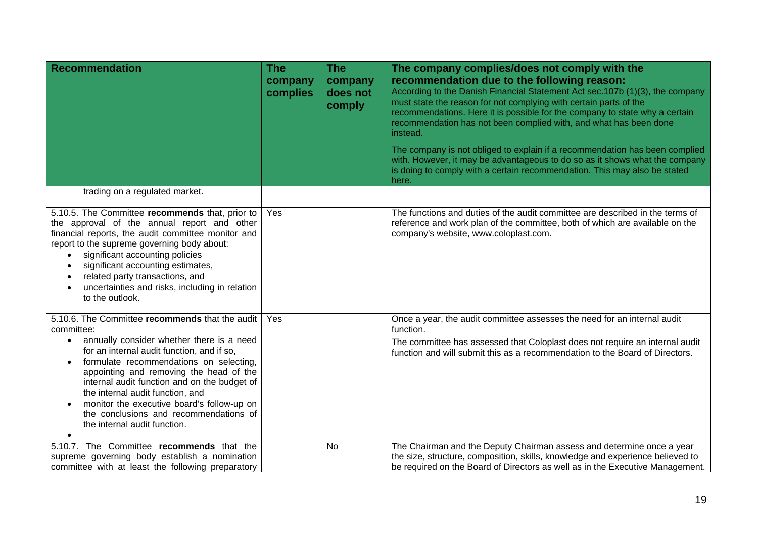| Recommendation | The company complies | The company does not comply | The company complies/does not comply with the recommendation due to the following reason: According to the Danish Financial Statement Act sec.107b (1)(3), the company must state the reason for not complying with certain parts of the recommendations. Here it is possible for the company to state why a certain recommendation has not been complied with, and what has been done instead. The company is not obliged to explain if a recommendation has been complied with. However, it may be advantageous to do so as it shows what the company is doing to comply with a certain recommendation. This may also be stated here. |
|---|---|---|---|
| trading on a regulated market. | | | |
| 5.10.5. The Committee **recommends** that, prior to the approval of the annual report and other financial reports, the audit committee monitor and report to the supreme governing body about: <br>• significant accounting policies <br>• significant accounting estimates, <br>• related party transactions, and <br>• uncertainties and risks, including in relation to the outlook. | Yes | | The functions and duties of the audit committee are described in the terms of reference and work plan of the committee, both of which are available on the company's website, www.coloplast.com. |
| 5.10.6. The Committee **recommends** that the audit committee: <br>• annually consider whether there is a need for an internal audit function, and if so, <br>• formulate recommendations on selecting, appointing and removing the head of the internal audit function and on the budget of the internal audit function, and <br>• monitor the executive board's follow-up on the conclusions and recommendations of the internal audit function. | Yes | | Once a year, the audit committee assesses the need for an internal audit function. <br>The committee has assessed that Coloplast does not require an internal audit function and will submit this as a recommendation to the Board of Directors. |
| 5.10.7. The Committee **recommends** that the supreme governing body establish a nomination committee with at least the following preparatory | | No | The Chairman and the Deputy Chairman assess and determine once a year the size, structure, composition, skills, knowledge and experience believed to be required on the Board of Directors as well as in the Executive Management. |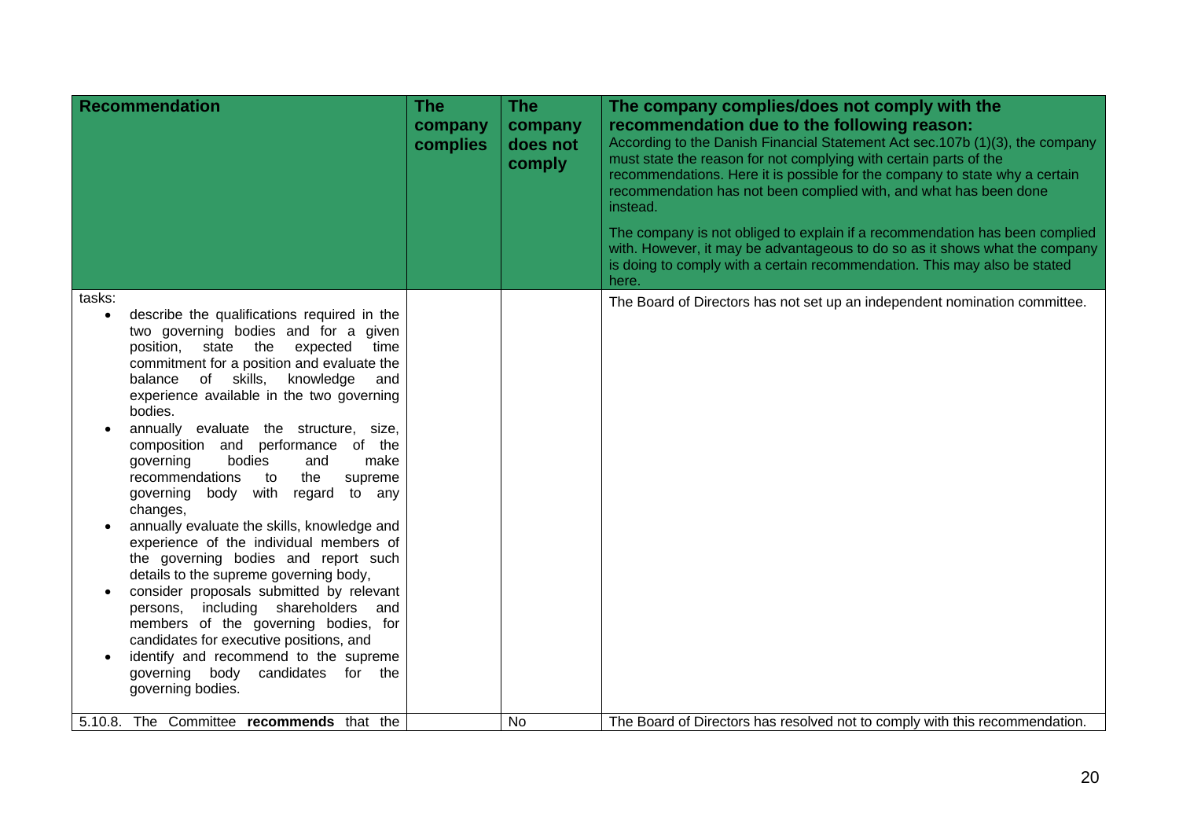| Recommendation | The company complies | The company does not comply | The company complies/does not comply with the recommendation due to the following reason: According to the Danish Financial Statement Act sec.107b (1)(3), the company must state the reason for not complying with certain parts of the recommendations. Here it is possible for the company to state why a certain recommendation has not been complied with, and what has been done instead. The company is not obliged to explain if a recommendation has been complied with. However, it may be advantageous to do so as it shows what the company is doing to comply with a certain recommendation. This may also be stated here. |
|---|---|---|---|
| tasks: <br>• describe the qualifications required in the two governing bodies and for a given position, state the expected time commitment for a position and evaluate the balance of skills, knowledge and experience available in the two governing bodies. <br>• annually evaluate the structure, size, composition and performance of the governing bodies and make recommendations to the supreme governing body with regard to any changes, <br>• annually evaluate the skills, knowledge and experience of the individual members of the governing bodies and report such details to the supreme governing body, <br>• consider proposals submitted by relevant persons, including shareholders and members of the governing bodies, for candidates for executive positions, and <br>• identify and recommend to the supreme governing body candidates for the governing bodies. | | | The Board of Directors has not set up an independent nomination committee. |
| 5.10.8. The Committee **recommends** that the | | No | The Board of Directors has resolved not to comply with this recommendation. |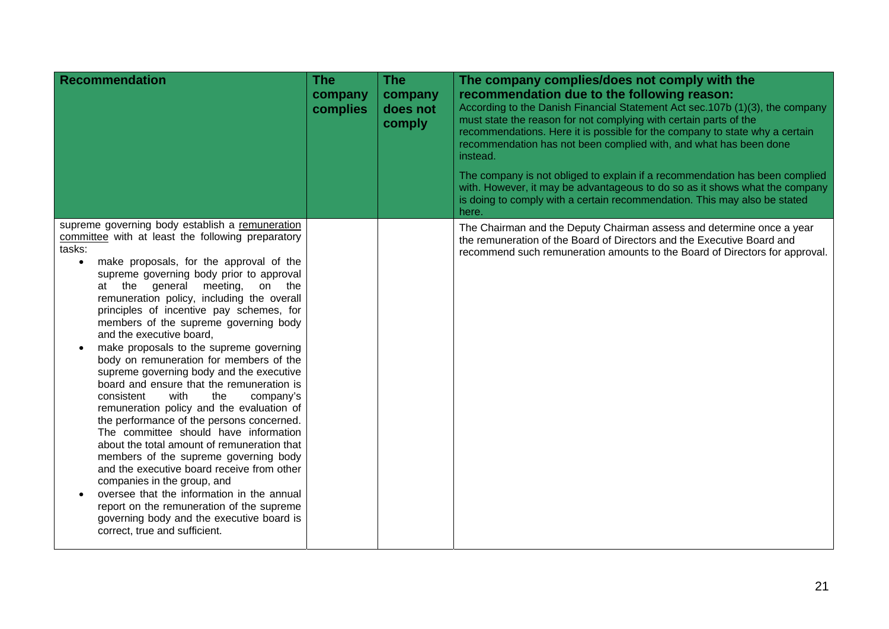| Recommendation | The company complies | The company does not comply | **The company complies/does not comply with the recommendation due to the following reason:** According to the Danish Financial Statement Act sec.107b (1)(3), the company must state the reason for not complying with certain parts of the recommendations. Here it is possible for the company to state why a certain recommendation has not been complied with, and what has been done instead. The company is not obliged to explain if a recommendation has been complied with. However, it may be advantageous to do so as it shows what the company is doing to comply with a certain recommendation. This may also be stated here. |
|---|---|---|---|
| supreme governing body establish a remuneration committee with at least the following preparatory tasks: <br>• make proposals, for the approval of the supreme governing body prior to approval at the general meeting, on the remuneration policy, including the overall principles of incentive pay schemes, for members of the supreme governing body and the executive board, <br>• make proposals to the supreme governing body on remuneration for members of the supreme governing body and the executive board and ensure that the remuneration is consistent with the company's remuneration policy and the evaluation of the performance of the persons concerned. The committee should have information about the total amount of remuneration that members of the supreme governing body and the executive board receive from other companies in the group, and <br>• oversee that the information in the annual report on the remuneration of the supreme governing body and the executive board is correct, true and sufficient. | | | The Chairman and the Deputy Chairman assess and determine once a year the remuneration of the Board of Directors and the Executive Board and recommend such remuneration amounts to the Board of Directors for approval. |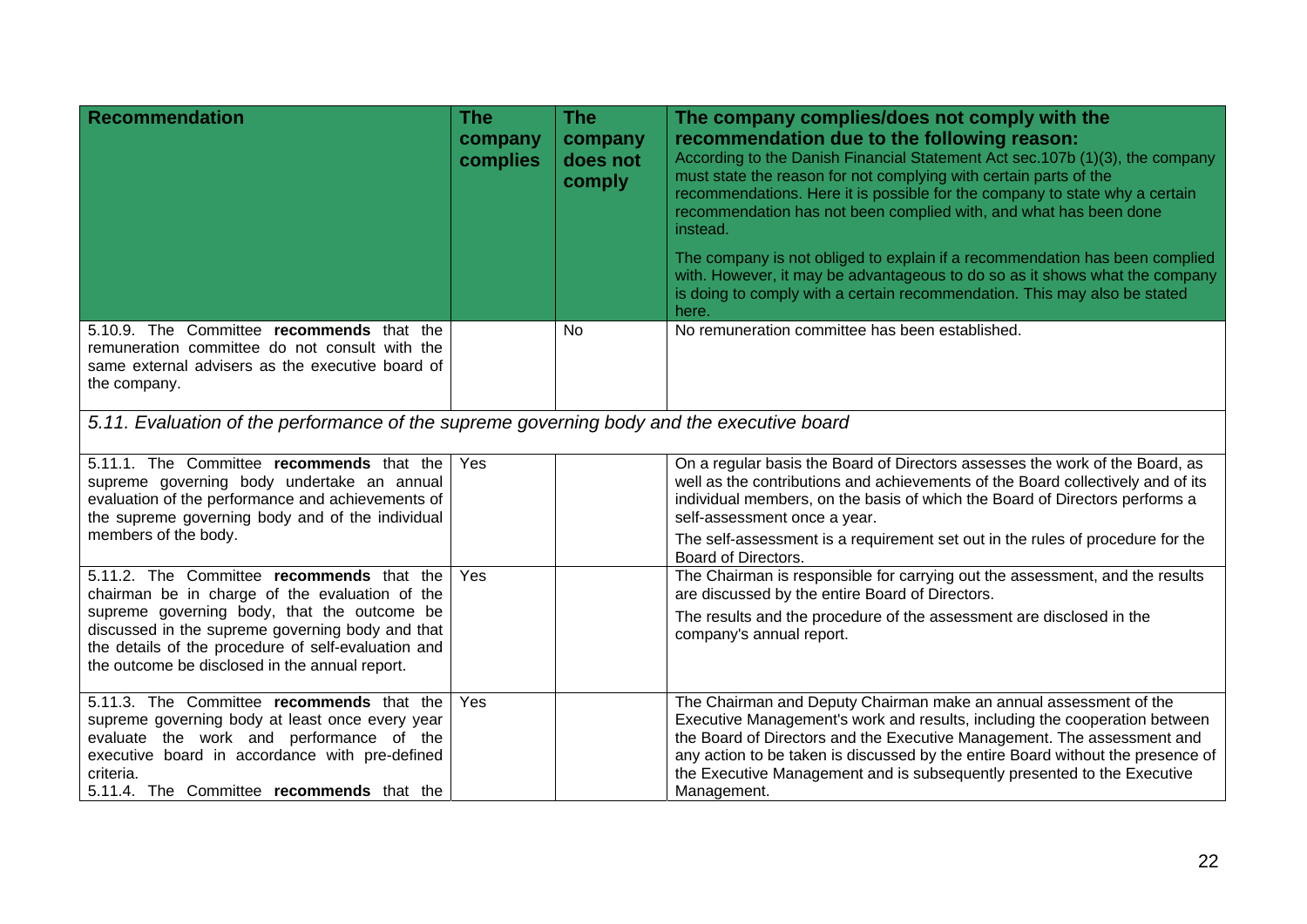| Recommendation | The company complies | The company does not comply | The company complies/does not comply with the recommendation due to the following reason: According to the Danish Financial Statement Act sec.107b (1)(3), the company must state the reason for not complying with certain parts of the recommendations. Here it is possible for the company to state why a certain recommendation has not been complied with, and what has been done instead. The company is not obliged to explain if a recommendation has been complied with. However, it may be advantageous to do so as it shows what the company is doing to comply with a certain recommendation. This may also be stated here. |
|---|---|---|---|
| 5.10.9. The Committee **recommends** that the remuneration committee do not consult with the same external advisers as the executive board of the company. | | No | No remuneration committee has been established. |
| *5.11. Evaluation of the performance of the supreme governing body and the executive board* | | | |
| 5.11.1. The Committee **recommends** that the supreme governing body undertake an annual evaluation of the performance and achievements of the supreme governing body and of the individual members of the body. | Yes | | On a regular basis the Board of Directors assesses the work of the Board, as well as the contributions and achievements of the Board collectively and of its individual members, on the basis of which the Board of Directors performs a self-assessment once a year. The self-assessment is a requirement set out in the rules of procedure for the Board of Directors. |
| 5.11.2. The Committee **recommends** that the chairman be in charge of the evaluation of the supreme governing body, that the outcome be discussed in the supreme governing body and that the details of the procedure of self-evaluation and the outcome be disclosed in the annual report. | Yes | | The Chairman is responsible for carrying out the assessment, and the results are discussed by the entire Board of Directors. The results and the procedure of the assessment are disclosed in the company's annual report. |
| 5.11.3. The Committee **recommends** that the supreme governing body at least once every year evaluate the work and performance of the executive board in accordance with pre-defined criteria. 5.11.4. The Committee **recommends** that the | Yes | | The Chairman and Deputy Chairman make an annual assessment of the Executive Management's work and results, including the cooperation between the Board of Directors and the Executive Management. The assessment and any action to be taken is discussed by the entire Board without the presence of the Executive Management and is subsequently presented to the Executive Management. |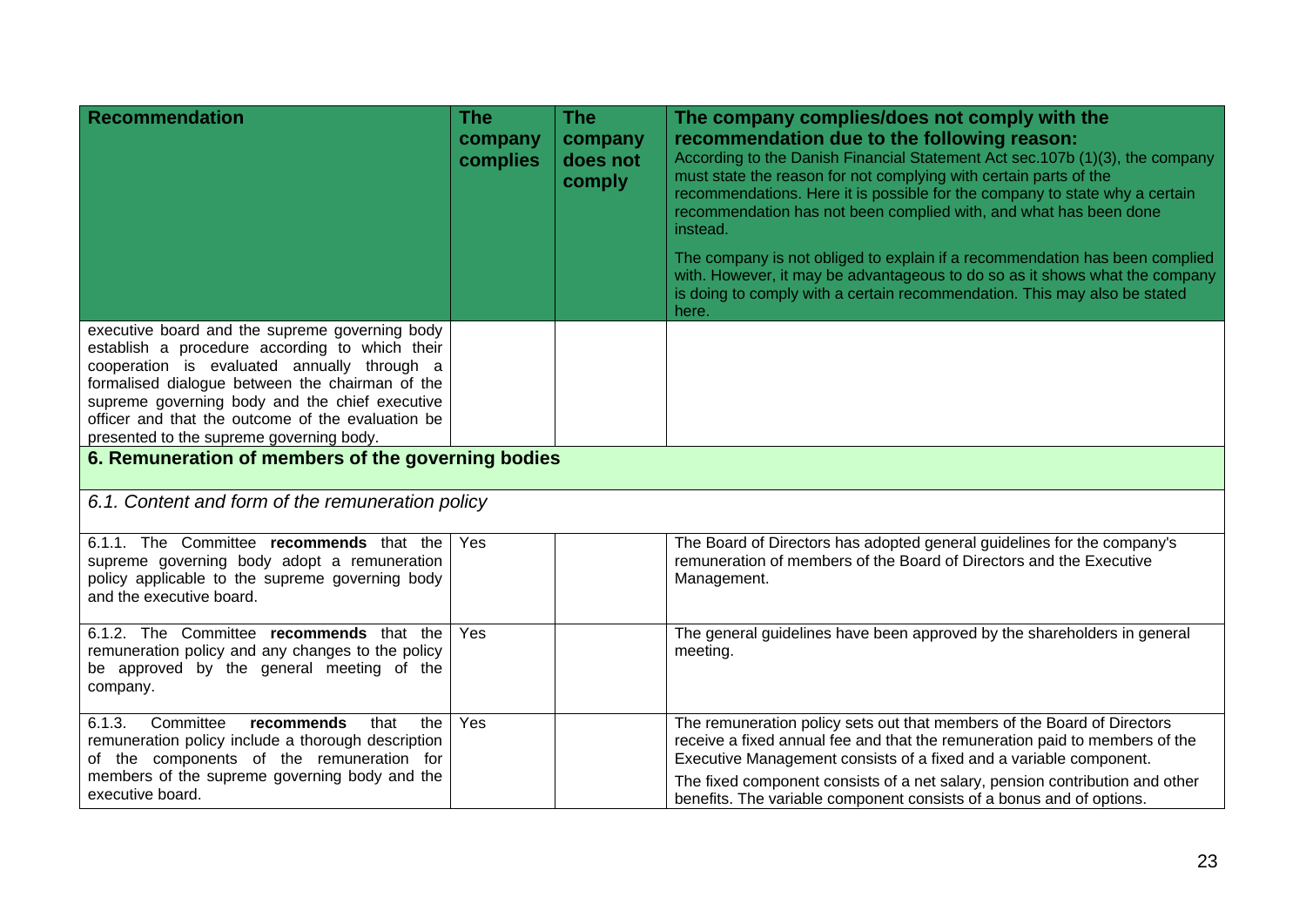| Recommendation | The company complies | The company does not comply | The company complies/does not comply with the recommendation due to the following reason: According to the Danish Financial Statement Act sec.107b (1)(3), the company must state the reason for not complying with certain parts of the recommendations. Here it is possible for the company to state why a certain recommendation has not been complied with, and what has been done instead. The company is not obliged to explain if a recommendation has been complied with. However, it may be advantageous to do so as it shows what the company is doing to comply with a certain recommendation. This may also be stated here. |
|---|---|---|---|
| executive board and the supreme governing body establish a procedure according to which their cooperation is evaluated annually through a formalised dialogue between the chairman of the supreme governing body and the chief executive officer and that the outcome of the evaluation be presented to the supreme governing body. | | | |
| **6. Remuneration of members of the governing bodies** | | | |
| *6.1. Content and form of the remuneration policy* | | | |
| 6.1.1. The Committee **recommends** that the supreme governing body adopt a remuneration policy applicable to the supreme governing body and the executive board. | Yes | | The Board of Directors has adopted general guidelines for the company's remuneration of members of the Board of Directors and the Executive Management. |
| 6.1.2. The Committee **recommends** that the remuneration policy and any changes to the policy be approved by the general meeting of the company. | Yes | | The general guidelines have been approved by the shareholders in general meeting. |
| 6.1.3. Committee **recommends** that the remuneration policy include a thorough description of the components of the remuneration for members of the supreme governing body and the executive board. | Yes | | The remuneration policy sets out that members of the Board of Directors receive a fixed annual fee and that the remuneration paid to members of the Executive Management consists of a fixed and a variable component. The fixed component consists of a net salary, pension contribution and other benefits. The variable component consists of a bonus and of options. |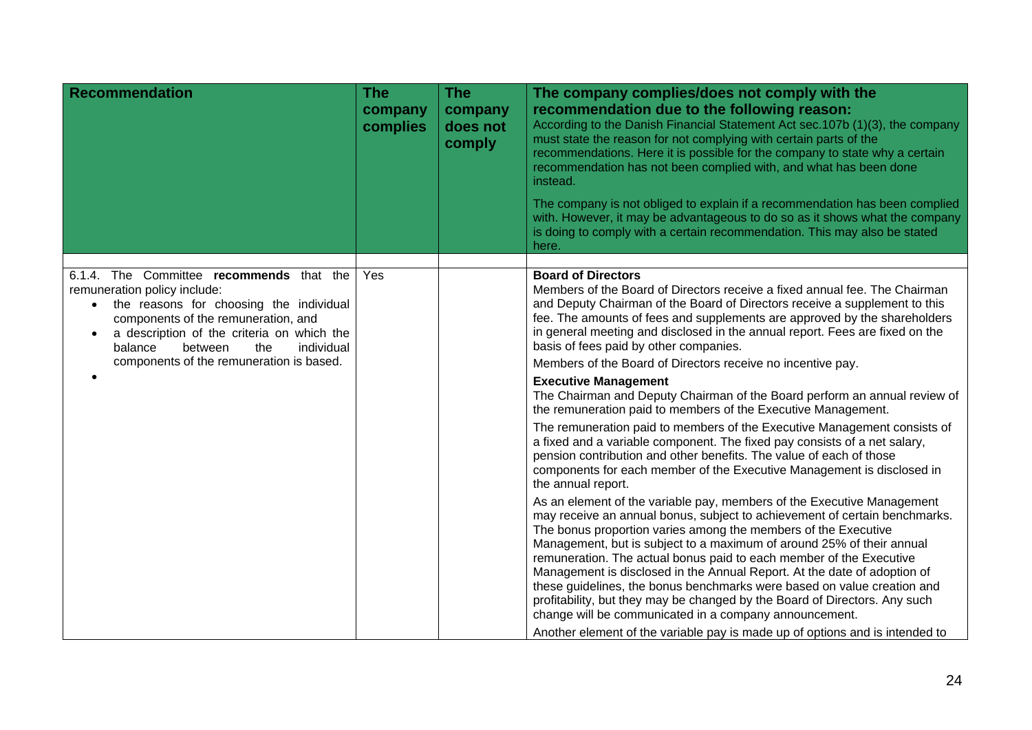| Recommendation | The company complies | The company does not comply | The company complies/does not comply with the recommendation due to the following reason: According to the Danish Financial Statement Act sec.107b (1)(3), the company must state the reason for not complying with certain parts of the recommendations. Here it is possible for the company to state why a certain recommendation has not been complied with, and what has been done instead.<br><br>The company is not obliged to explain if a recommendation has been complied with. However, it may be advantageous to do so as it shows what the company is doing to comply with a certain recommendation. This may also be stated here. |
|---|---|---|---|
| | | | |
| 6.1.4. The Committee **recommends** that the remuneration policy include:<br>• the reasons for choosing the individual components of the remuneration, and<br>• a description of the criteria on which the balance between the individual components of the remuneration is based.<br>• | Yes | | **Board of Directors**<br>Members of the Board of Directors receive a fixed annual fee. The Chairman and Deputy Chairman of the Board of Directors receive a supplement to this fee. The amounts of fees and supplements are approved by the shareholders in general meeting and disclosed in the annual report. Fees are fixed on the basis of fees paid by other companies.<br>Members of the Board of Directors receive no incentive pay.<br>**Executive Management**<br>The Chairman and Deputy Chairman of the Board perform an annual review of the remuneration paid to members of the Executive Management.<br>The remuneration paid to members of the Executive Management consists of a fixed and a variable component. The fixed pay consists of a net salary, pension contribution and other benefits. The value of each of those components for each member of the Executive Management is disclosed in the annual report.<br>As an element of the variable pay, members of the Executive Management may receive an annual bonus, subject to achievement of certain benchmarks. The bonus proportion varies among the members of the Executive Management, but is subject to a maximum of around 25% of their annual remuneration. The actual bonus paid to each member of the Executive Management is disclosed in the Annual Report. At the date of adoption of these guidelines, the bonus benchmarks were based on value creation and profitability, but they may be changed by the Board of Directors. Any such change will be communicated in a company announcement.<br>Another element of the variable pay is made up of options and is intended to |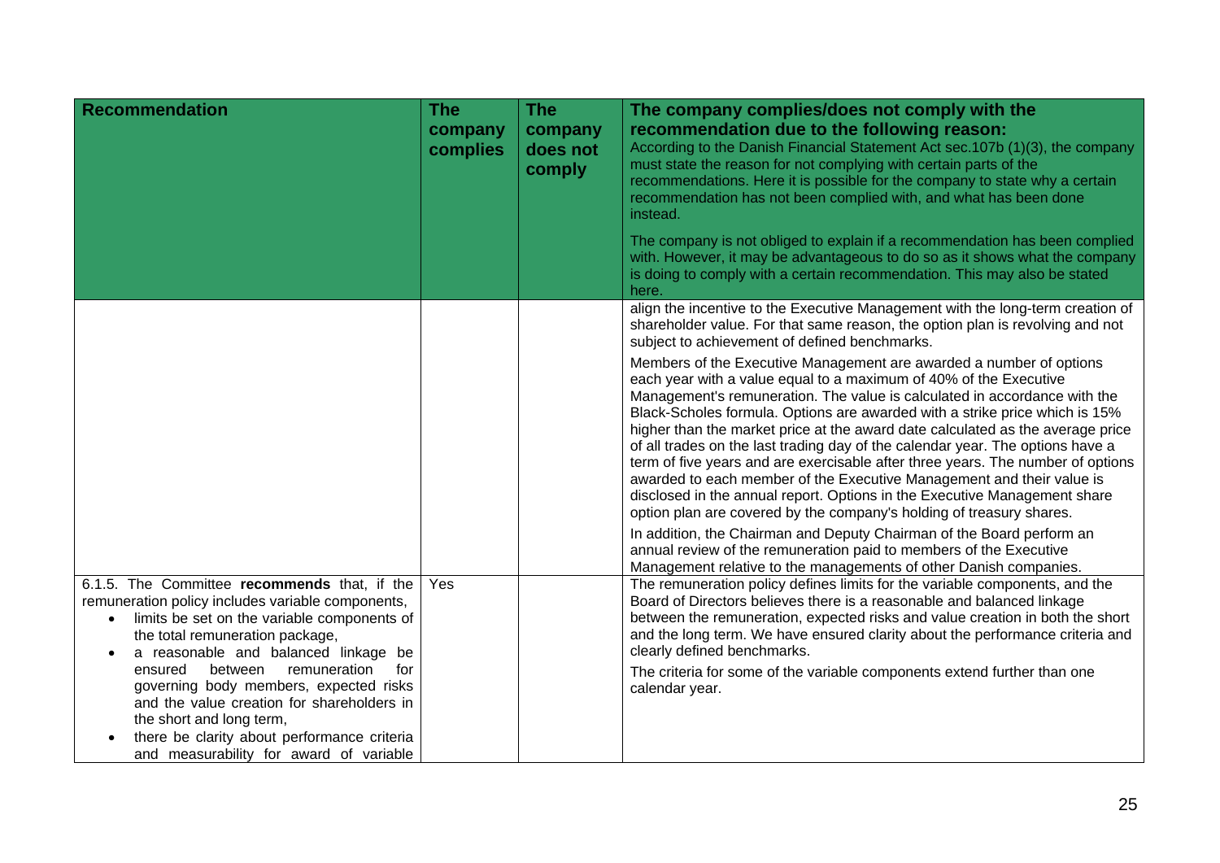| Recommendation | The company complies | The company does not comply | The company complies/does not comply with the recommendation due to the following reason: According to the Danish Financial Statement Act sec.107b (1)(3), the company must state the reason for not complying with certain parts of the recommendations. Here it is possible for the company to state why a certain recommendation has not been complied with, and what has been done instead. The company is not obliged to explain if a recommendation has been complied with. However, it may be advantageous to do so as it shows what the company is doing to comply with a certain recommendation. This may also be stated here. |
|---|---|---|---|
| | | | align the incentive to the Executive Management with the long-term creation of shareholder value. For that same reason, the option plan is revolving and not subject to achievement of defined benchmarks. Members of the Executive Management are awarded a number of options each year with a value equal to a maximum of 40% of the Executive Management's remuneration. The value is calculated in accordance with the Black-Scholes formula. Options are awarded with a strike price which is 15% higher than the market price at the award date calculated as the average price of all trades on the last trading day of the calendar year. The options have a term of five years and are exercisable after three years. The number of options awarded to each member of the Executive Management and their value is disclosed in the annual report. Options in the Executive Management share option plan are covered by the company's holding of treasury shares. In addition, the Chairman and Deputy Chairman of the Board perform an annual review of the remuneration paid to members of the Executive Management relative to the managements of other Danish companies. |
| 6.1.5. The Committee **recommends** that, if the remuneration policy includes variable components, <br>• limits be set on the variable components of the total remuneration package, <br>• a reasonable and balanced linkage be ensured between remuneration for governing body members, expected risks and the value creation for shareholders in the short and long term, <br>• there be clarity about performance criteria and measurability for award of variable | Yes | | The remuneration policy defines limits for the variable components, and the Board of Directors believes there is a reasonable and balanced linkage between the remuneration, expected risks and value creation in both the short and the long term. We have ensured clarity about the performance criteria and clearly defined benchmarks. The criteria for some of the variable components extend further than one calendar year. |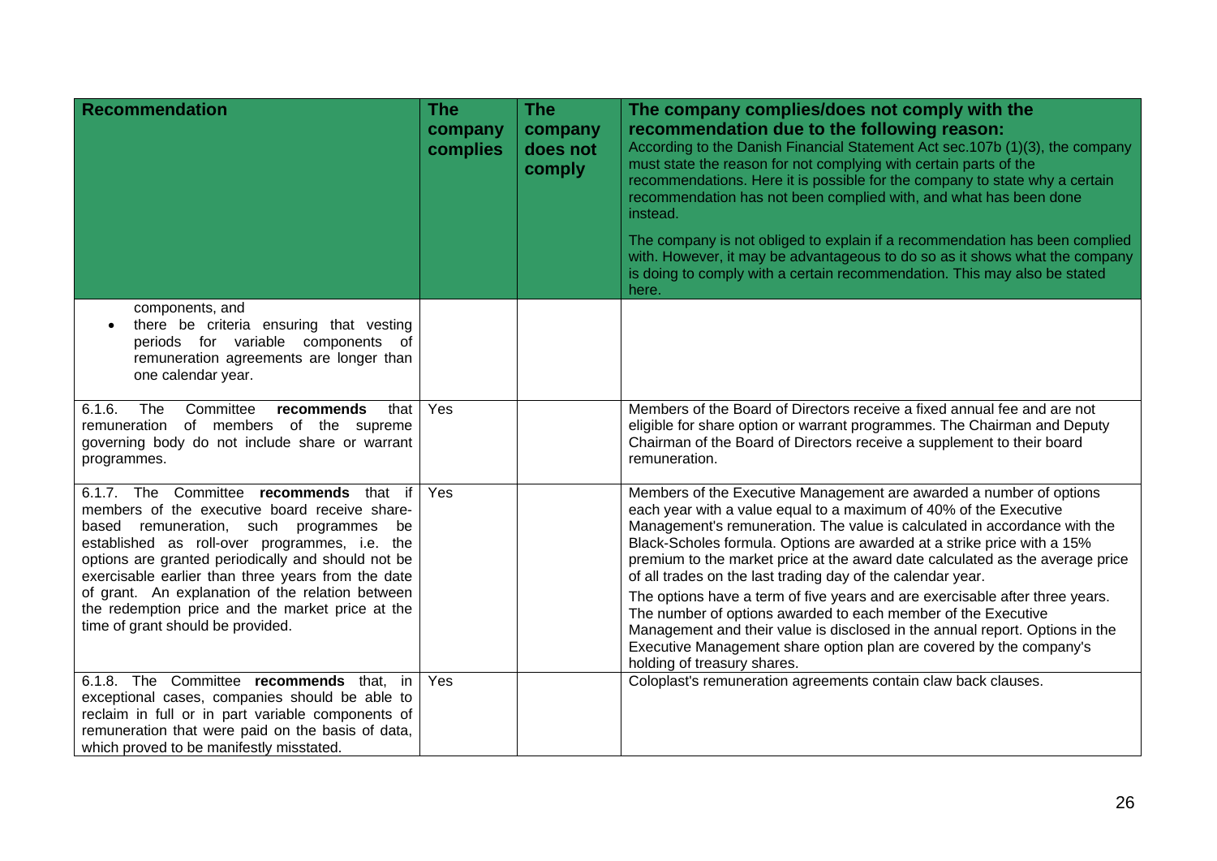| Recommendation | The company complies | The company does not comply | The company complies/does not comply with the recommendation due to the following reason: According to the Danish Financial Statement Act sec.107b (1)(3), the company must state the reason for not complying with certain parts of the recommendations. Here it is possible for the company to state why a certain recommendation has not been complied with, and what has been done instead. The company is not obliged to explain if a recommendation has been complied with. However, it may be advantageous to do so as it shows what the company is doing to comply with a certain recommendation. This may also be stated here. |
|---|---|---|---|
| components, and <br>• there be criteria ensuring that vesting periods for variable components of remuneration agreements are longer than one calendar year. | | | |
| 6.1.6. The Committee **recommends** that remuneration of members of the supreme governing body do not include share or warrant programmes. | Yes | | Members of the Board of Directors receive a fixed annual fee and are not eligible for share option or warrant programmes. The Chairman and Deputy Chairman of the Board of Directors receive a supplement to their board remuneration. |
| 6.1.7. The Committee **recommends** that if members of the executive board receive share-based remuneration, such programmes be established as roll-over programmes, i.e. the options are granted periodically and should not be exercisable earlier than three years from the date of grant. An explanation of the relation between the redemption price and the market price at the time of grant should be provided. | Yes | | Members of the Executive Management are awarded a number of options each year with a value equal to a maximum of 40% of the Executive Management's remuneration. The value is calculated in accordance with the Black-Scholes formula. Options are awarded at a strike price with a 15% premium to the market price at the award date calculated as the average price of all trades on the last trading day of the calendar year. <br><br>The options have a term of five years and are exercisable after three years. The number of options awarded to each member of the Executive Management and their value is disclosed in the annual report. Options in the Executive Management share option plan are covered by the company's holding of treasury shares. |
| 6.1.8. The Committee **recommends** that, in exceptional cases, companies should be able to reclaim in full or in part variable components of remuneration that were paid on the basis of data, which proved to be manifestly misstated. | Yes | | Coloplast's remuneration agreements contain claw back clauses. |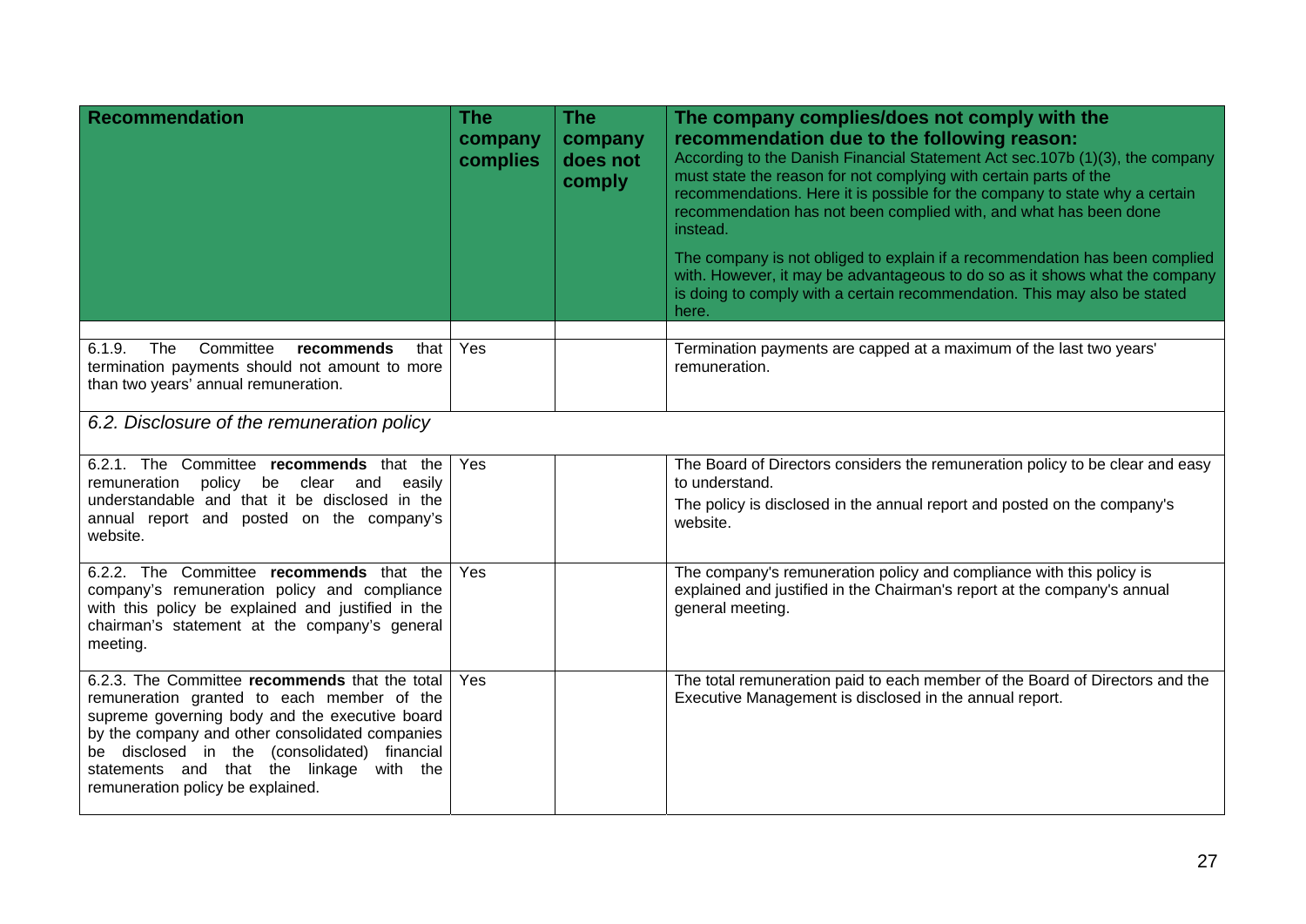| Recommendation | The company complies | The company does not comply | The company complies/does not comply with the recommendation due to the following reason: According to the Danish Financial Statement Act sec.107b (1)(3), the company must state the reason for not complying with certain parts of the recommendations. Here it is possible for the company to state why a certain recommendation has not been complied with, and what has been done instead. The company is not obliged to explain if a recommendation has been complied with. However, it may be advantageous to do so as it shows what the company is doing to comply with a certain recommendation. This may also be stated here. |
|---|---|---|---|
| 6.1.9. The Committee **recommends** that termination payments should not amount to more than two years' annual remuneration. | Yes | | Termination payments are capped at a maximum of the last two years' remuneration. |
| *6.2. Disclosure of the remuneration policy* | | | |
| 6.2.1. The Committee **recommends** that the remuneration policy be clear and easily understandable and that it be disclosed in the annual report and posted on the company's website. | Yes | | The Board of Directors considers the remuneration policy to be clear and easy to understand. The policy is disclosed in the annual report and posted on the company's website. |
| 6.2.2. The Committee **recommends** that the company's remuneration policy and compliance with this policy be explained and justified in the chairman's statement at the company's general meeting. | Yes | | The company's remuneration policy and compliance with this policy is explained and justified in the Chairman's report at the company's annual general meeting. |
| 6.2.3. The Committee **recommends** that the total remuneration granted to each member of the supreme governing body and the executive board by the company and other consolidated companies be disclosed in the (consolidated) financial statements and that the linkage with the remuneration policy be explained. | Yes | | The total remuneration paid to each member of the Board of Directors and the Executive Management is disclosed in the annual report. |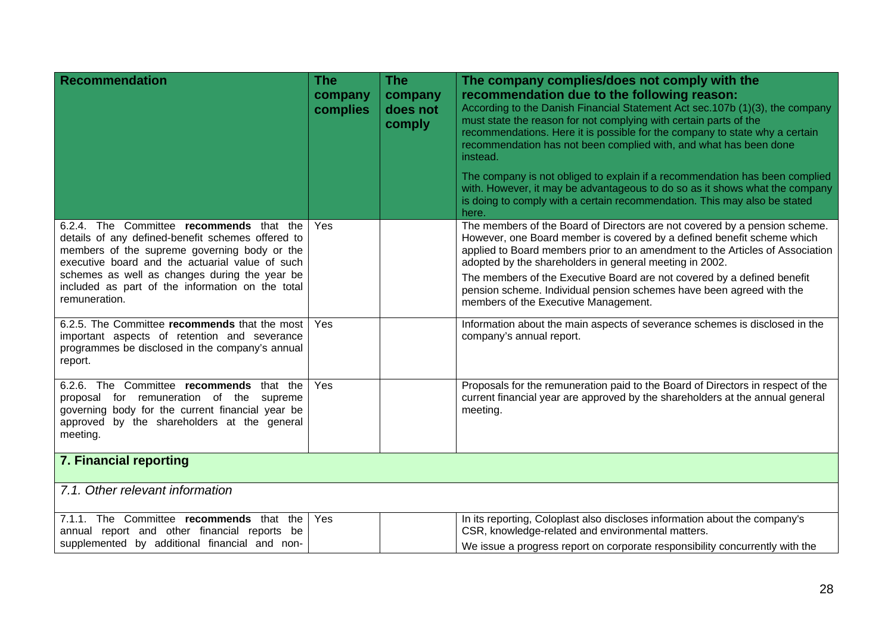| Recommendation | The company complies | The company does not comply | The company complies/does not comply with the recommendation due to the following reason: According to the Danish Financial Statement Act sec.107b (1)(3), the company must state the reason for not complying with certain parts of the recommendations. Here it is possible for the company to state why a certain recommendation has not been complied with, and what has been done instead. The company is not obliged to explain if a recommendation has been complied with. However, it may be advantageous to do so as it shows what the company is doing to comply with a certain recommendation. This may also be stated here. |
|---|---|---|---|
| 6.2.4. The Committee **recommends** that the details of any defined-benefit schemes offered to members of the supreme governing body or the executive board and the actuarial value of such schemes as well as changes during the year be included as part of the information on the total remuneration. | Yes | | The members of the Board of Directors are not covered by a pension scheme. However, one Board member is covered by a defined benefit scheme which applied to Board members prior to an amendment to the Articles of Association adopted by the shareholders in general meeting in 2002. The members of the Executive Board are not covered by a defined benefit pension scheme. Individual pension schemes have been agreed with the members of the Executive Management. |
| 6.2.5. The Committee **recommends** that the most important aspects of retention and severance programmes be disclosed in the company's annual report. | Yes | | Information about the main aspects of severance schemes is disclosed in the company's annual report. |
| 6.2.6. The Committee **recommends** that the proposal for remuneration of the supreme governing body for the current financial year be approved by the shareholders at the general meeting. | Yes | | Proposals for the remuneration paid to the Board of Directors in respect of the current financial year are approved by the shareholders at the annual general meeting. |
| **7. Financial reporting** | | | |
| *7.1. Other relevant information* | | | |
| 7.1.1. The Committee **recommends** that the annual report and other financial reports be supplemented by additional financial and non- | Yes | | In its reporting, Coloplast also discloses information about the company's CSR, knowledge-related and environmental matters. We issue a progress report on corporate responsibility concurrently with the |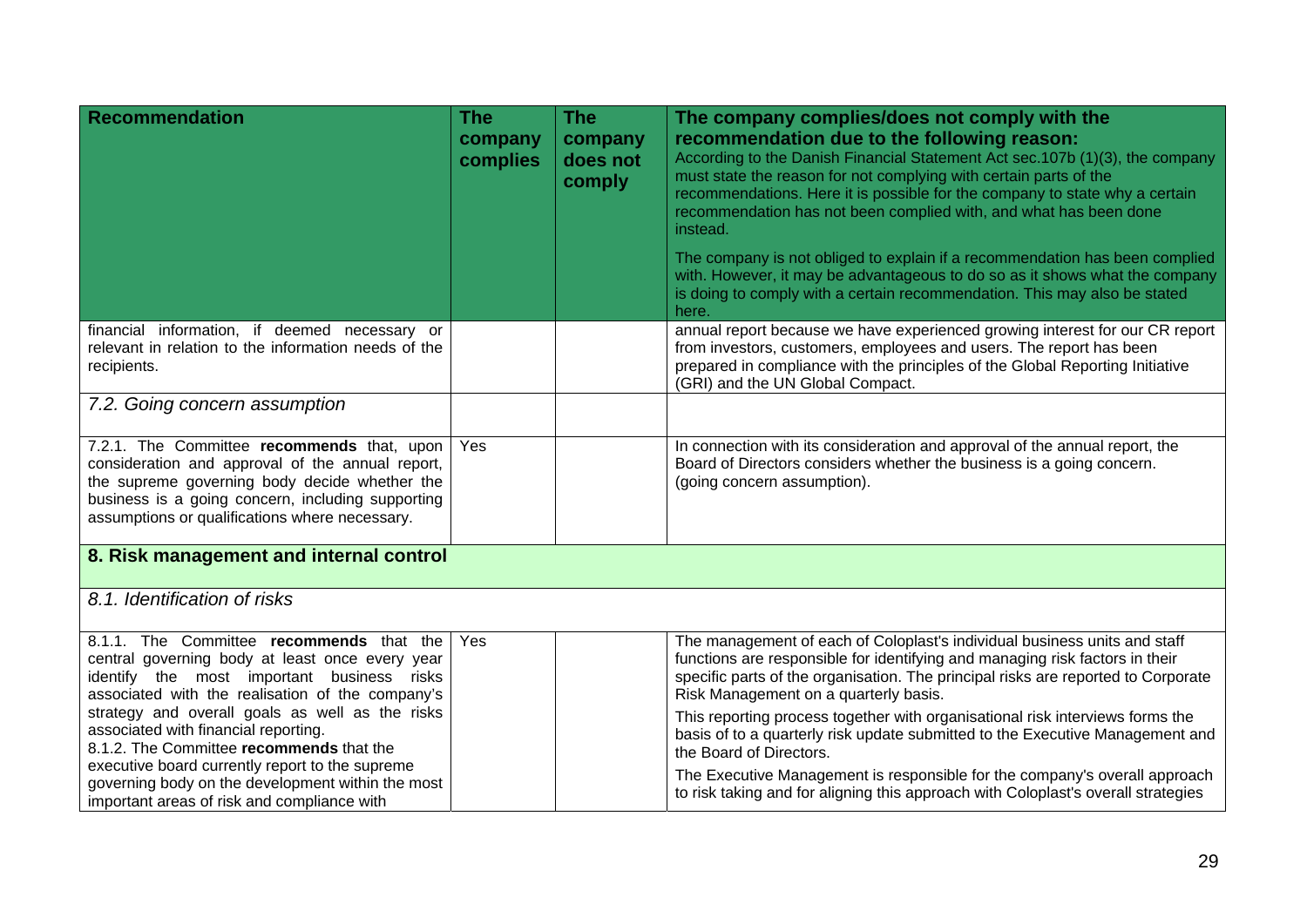| Recommendation | The company complies | The company does not comply | The company complies/does not comply with the recommendation due to the following reason: According to the Danish Financial Statement Act sec.107b (1)(3), the company must state the reason for not complying with certain parts of the recommendations. Here it is possible for the company to state why a certain recommendation has not been complied with, and what has been done instead. The company is not obliged to explain if a recommendation has been complied with. However, it may be advantageous to do so as it shows what the company is doing to comply with a certain recommendation. This may also be stated here. |
|---|---|---|---|
| financial information, if deemed necessary or relevant in relation to the information needs of the recipients. | | | annual report because we have experienced growing interest for our CR report from investors, customers, employees and users. The report has been prepared in compliance with the principles of the Global Reporting Initiative (GRI) and the UN Global Compact. |
| *7.2. Going concern assumption* | | | |
| 7.2.1. The Committee **recommends** that, upon consideration and approval of the annual report, the supreme governing body decide whether the business is a going concern, including supporting assumptions or qualifications where necessary. | Yes | | In connection with its consideration and approval of the annual report, the Board of Directors considers whether the business is a going concern. (going concern assumption). |
| **8. Risk management and internal control** | | | |
| *8.1. Identification of risks* | | | |
| 8.1.1. The Committee **recommends** that the central governing body at least once every year identify the most important business risks associated with the realisation of the company's strategy and overall goals as well as the risks associated with financial reporting.<br>8.1.2. The Committee **recommends** that the executive board currently report to the supreme governing body on the development within the most important areas of risk and compliance with | Yes | | The management of each of Coloplast's individual business units and staff functions are responsible for identifying and managing risk factors in their specific parts of the organisation. The principal risks are reported to Corporate Risk Management on a quarterly basis.<br>This reporting process together with organisational risk interviews forms the basis of to a quarterly risk update submitted to the Executive Management and the Board of Directors.<br>The Executive Management is responsible for the company's overall approach to risk taking and for aligning this approach with Coloplast's overall strategies |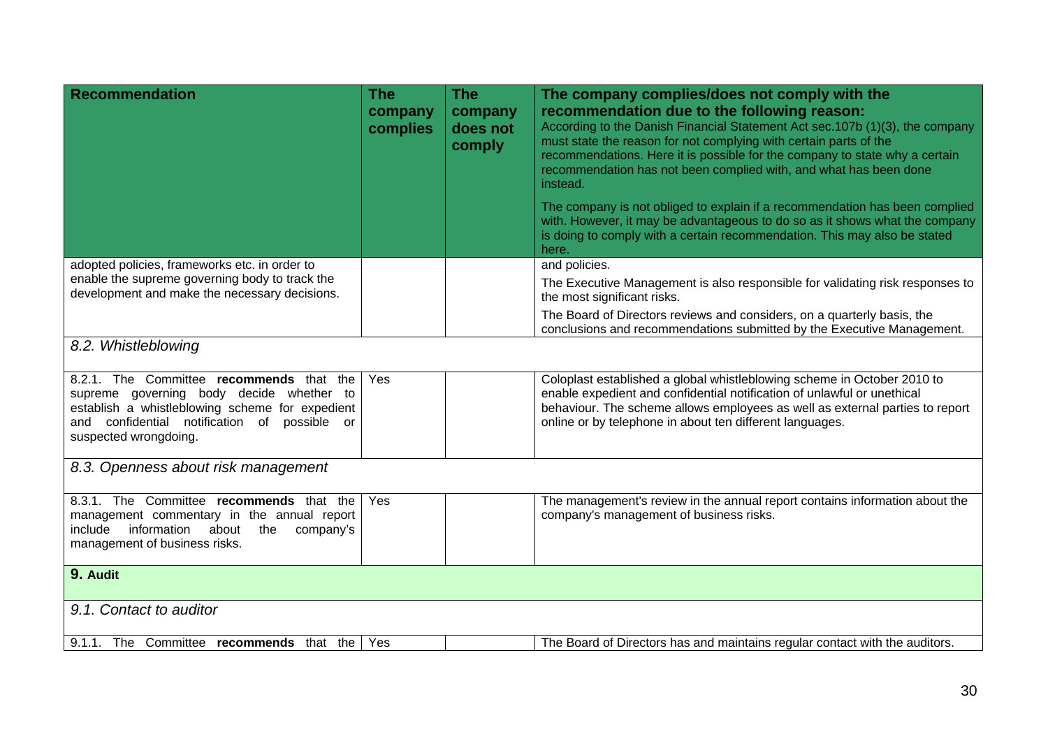| Recommendation | The company complies | The company does not comply | The company complies/does not comply with the recommendation due to the following reason: According to the Danish Financial Statement Act sec.107b (1)(3), the company must state the reason for not complying with certain parts of the recommendations. Here it is possible for the company to state why a certain recommendation has not been complied with, and what has been done instead. The company is not obliged to explain if a recommendation has been complied with. However, it may be advantageous to do so as it shows what the company is doing to comply with a certain recommendation. This may also be stated here. |
|---|---|---|---|
| adopted policies, frameworks etc. in order to enable the supreme governing body to track the development and make the necessary decisions. | | | and policies. The Executive Management is also responsible for validating risk responses to the most significant risks. The Board of Directors reviews and considers, on a quarterly basis, the conclusions and recommendations submitted by the Executive Management. |
| *8.2. Whistleblowing* | | | |
| 8.2.1. The Committee **recommends** that the supreme governing body decide whether to establish a whistleblowing scheme for expedient and confidential notification of possible or suspected wrongdoing. | Yes | | Coloplast established a global whistleblowing scheme in October 2010 to enable expedient and confidential notification of unlawful or unethical behaviour. The scheme allows employees as well as external parties to report online or by telephone in about ten different languages. |
| *8.3. Openness about risk management* | | | |
| 8.3.1. The Committee **recommends** that the management commentary in the annual report include information about the company's management of business risks. | Yes | | The management's review in the annual report contains information about the company's management of business risks. |
| **9. Audit** | | | |
| *9.1. Contact to auditor* | | | |
| 9.1.1. The Committee **recommends** that the | Yes | | The Board of Directors has and maintains regular contact with the auditors. |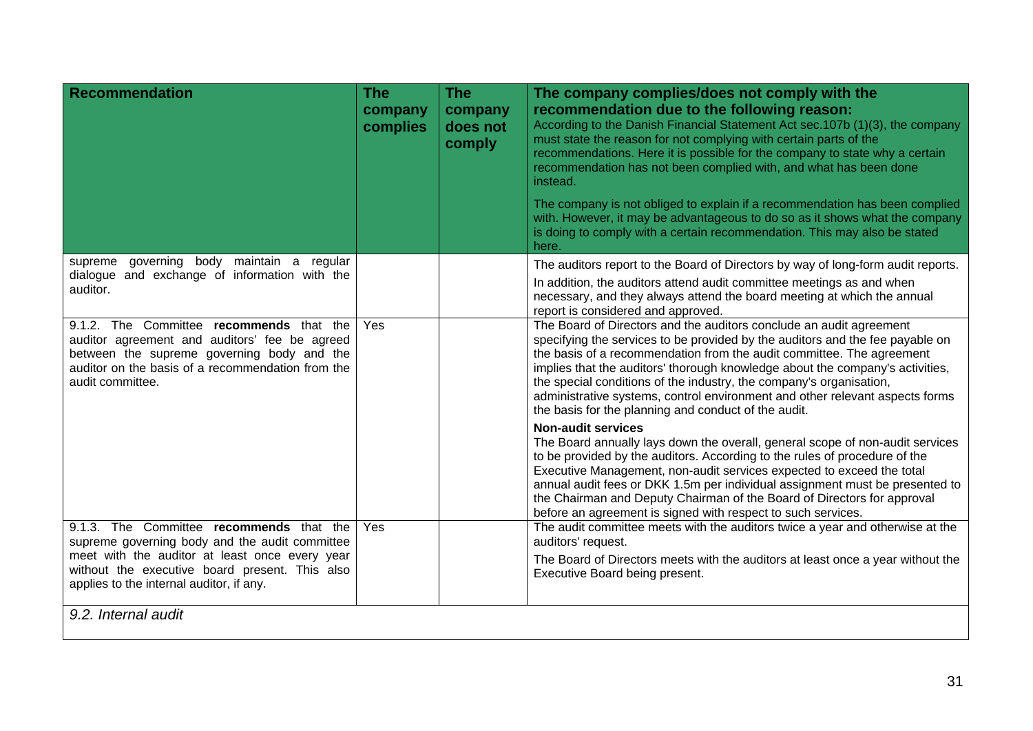| Recommendation | The company complies | The company does not comply | The company complies/does not comply with the recommendation due to the following reason: According to the Danish Financial Statement Act sec.107b (1)(3), the company must state the reason for not complying with certain parts of the recommendations. Here it is possible for the company to state why a certain recommendation has not been complied with, and what has been done instead. The company is not obliged to explain if a recommendation has been complied with. However, it may be advantageous to do so as it shows what the company is doing to comply with a certain recommendation. This may also be stated here. |
|---|---|---|---|
| supreme governing body maintain a regular dialogue and exchange of information with the auditor. | | | The auditors report to the Board of Directors by way of long-form audit reports. In addition, the auditors attend audit committee meetings as and when necessary, and they always attend the board meeting at which the annual report is considered and approved. |
| 9.1.2. The Committee **recommends** that the auditor agreement and auditors' fee be agreed between the supreme governing body and the auditor on the basis of a recommendation from the audit committee. | Yes | | The Board of Directors and the auditors conclude an audit agreement specifying the services to be provided by the auditors and the fee payable on the basis of a recommendation from the audit committee. The agreement implies that the auditors' thorough knowledge about the company's activities, the special conditions of the industry, the company's organisation, administrative systems, control environment and other relevant aspects forms the basis for the planning and conduct of the audit. **Non-audit services** The Board annually lays down the overall, general scope of non-audit services to be provided by the auditors. According to the rules of procedure of the Executive Management, non-audit services expected to exceed the total annual audit fees or DKK 1.5m per individual assignment must be presented to the Chairman and Deputy Chairman of the Board of Directors for approval before an agreement is signed with respect to such services. |
| 9.1.3. The Committee **recommends** that the supreme governing body and the audit committee meet with the auditor at least once every year without the executive board present. This also applies to the internal auditor, if any. | Yes | | The audit committee meets with the auditors twice a year and otherwise at the auditors' request. The Board of Directors meets with the auditors at least once a year without the Executive Board being present. |
| *9.2. Internal audit* | | | |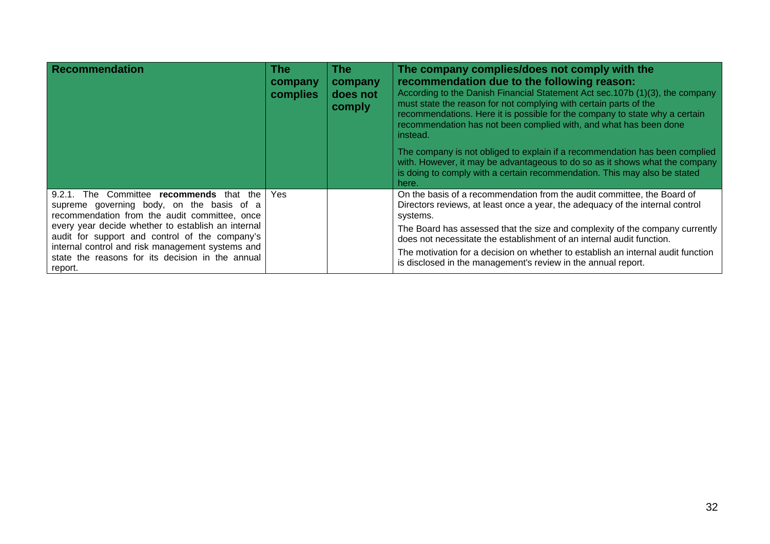| Recommendation | The company complies | The company does not comply | The company complies/does not comply with the recommendation due to the following reason:<br>According to the Danish Financial Statement Act sec.107b (1)(3), the company must state the reason for not complying with certain parts of the recommendations. Here it is possible for the company to state why a certain recommendation has not been complied with, and what has been done instead.<br><br>The company is not obliged to explain if a recommendation has been complied with. However, it may be advantageous to do so as it shows what the company is doing to comply with a certain recommendation. This may also be stated here. |
|---|---|---|---|
| 9.2.1. The Committee **recommends** that the supreme governing body, on the basis of a recommendation from the audit committee, once every year decide whether to establish an internal audit for support and control of the company's internal control and risk management systems and state the reasons for its decision in the annual report. | Yes | | On the basis of a recommendation from the audit committee, the Board of Directors reviews, at least once a year, the adequacy of the internal control systems.<br><br>The Board has assessed that the size and complexity of the company currently does not necessitate the establishment of an internal audit function.<br><br>The motivation for a decision on whether to establish an internal audit function is disclosed in the management's review in the annual report. |